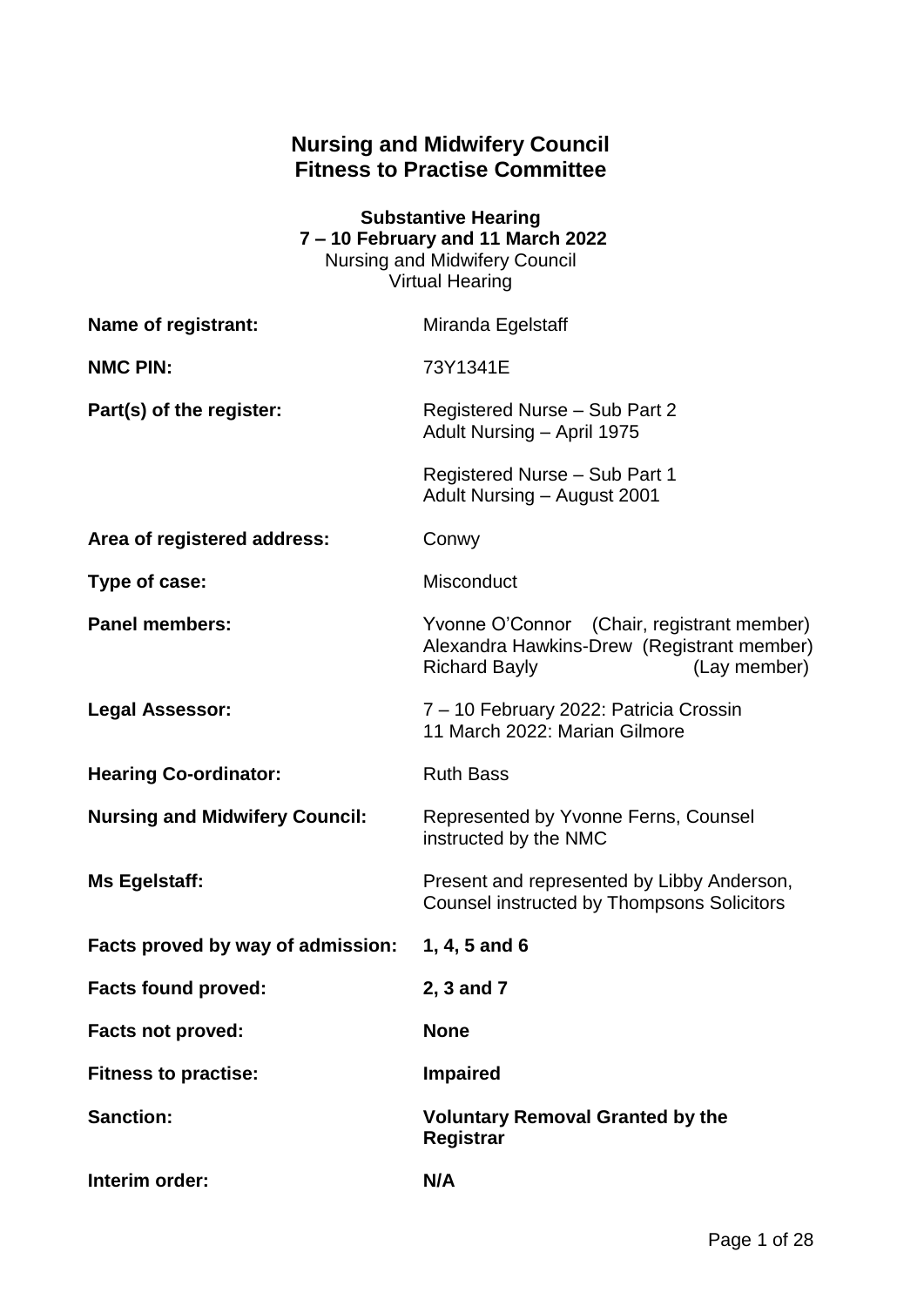# Nursing and Midwifery Council
# Fitness to Practise Committee

**Substantive Hearing**
**7 – 10 February and 11 March 2022**
Nursing and Midwifery Council
Virtual Hearing

| | |
|---|---|
| **Name of registrant:** | Miranda Egelstaff |
| **NMC PIN:** | 73Y1341E |
| **Part(s) of the register:** | Registered Nurse – Sub Part 2<br>Adult Nursing – April 1975<br><br>Registered Nurse – Sub Part 1<br>Adult Nursing – August 2001 |
| **Area of registered address:** | Conwy |
| **Type of case:** | Misconduct |
| **Panel members:** | Yvonne O'Connor (Chair, registrant member)<br>Alexandra Hawkins-Drew (Registrant member)<br>Richard Bayly (Lay member) |
| **Legal Assessor:** | 7 – 10 February 2022: Patricia Crossin<br>11 March 2022: Marian Gilmore |
| **Hearing Co-ordinator:** | Ruth Bass |
| **Nursing and Midwifery Council:** | Represented by Yvonne Ferns, Counsel instructed by the NMC |
| **Ms Egelstaff:** | Present and represented by Libby Anderson, Counsel instructed by Thompsons Solicitors |
| **Facts proved by way of admission:** | **1, 4, 5 and 6** |
| **Facts found proved:** | **2, 3 and 7** |
| **Facts not proved:** | **None** |
| **Fitness to practise:** | **Impaired** |
| **Sanction:** | **Voluntary Removal Granted by the Registrar** |
| **Interim order:** | **N/A** |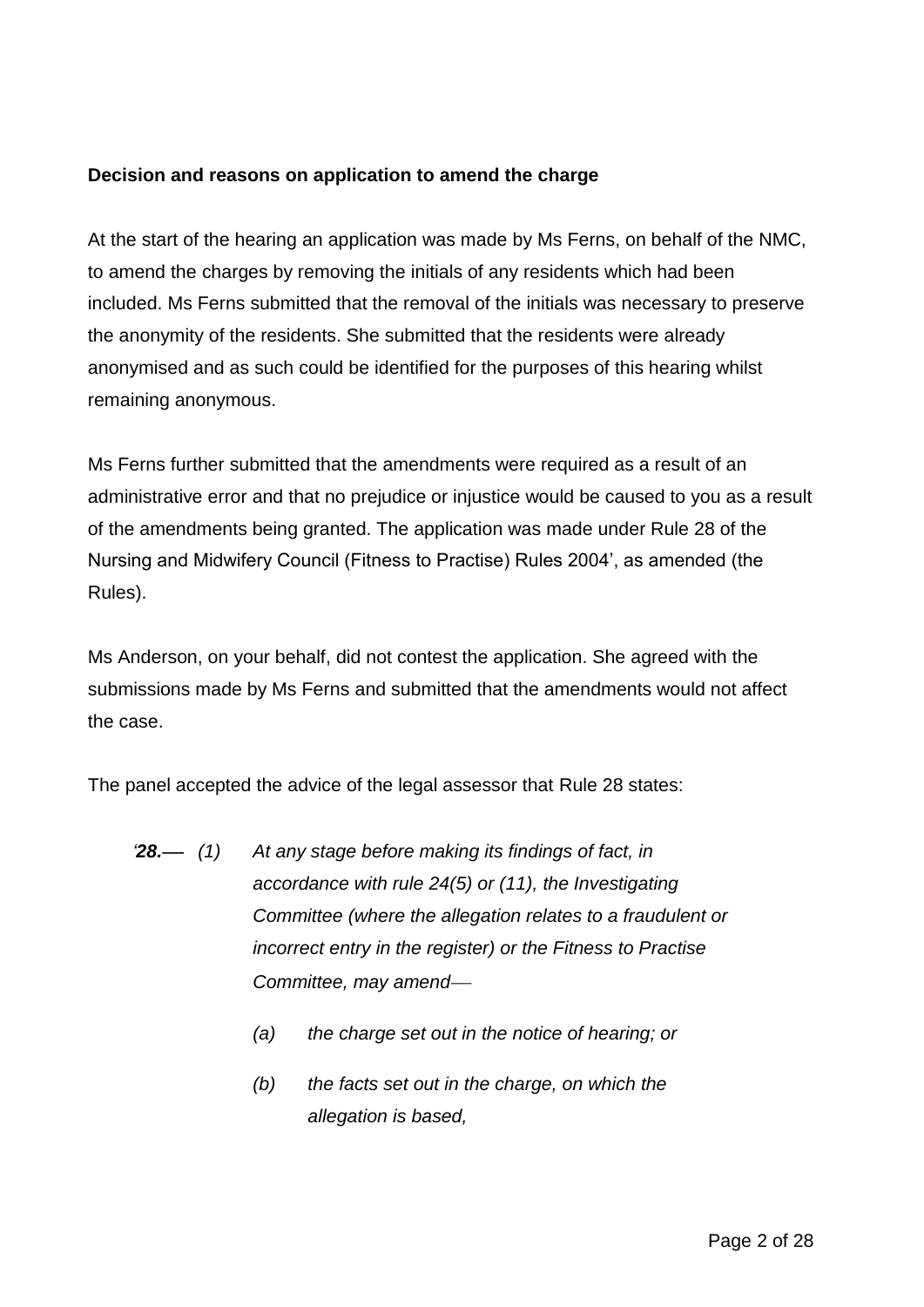**Decision and reasons on application to amend the charge**

At the start of the hearing an application was made by Ms Ferns, on behalf of the NMC, to amend the charges by removing the initials of any residents which had been included. Ms Ferns submitted that the removal of the initials was necessary to preserve the anonymity of the residents. She submitted that the residents were already anonymised and as such could be identified for the purposes of this hearing whilst remaining anonymous.

Ms Ferns further submitted that the amendments were required as a result of an administrative error and that no prejudice or injustice would be caused to you as a result of the amendments being granted. The application was made under Rule 28 of the Nursing and Midwifery Council (Fitness to Practise) Rules 2004', as amended (the Rules).

Ms Anderson, on your behalf, did not contest the application. She agreed with the submissions made by Ms Ferns and submitted that the amendments would not affect the case.

The panel accepted the advice of the legal assessor that Rule 28 states:

> *'**28.**— (1) At any stage before making its findings of fact, in accordance with rule 24(5) or (11), the Investigating Committee (where the allegation relates to a fraudulent or incorrect entry in the register) or the Fitness to Practise Committee, may amend—*
>
> *(a) the charge set out in the notice of hearing; or*
>
> *(b) the facts set out in the charge, on which the allegation is based,*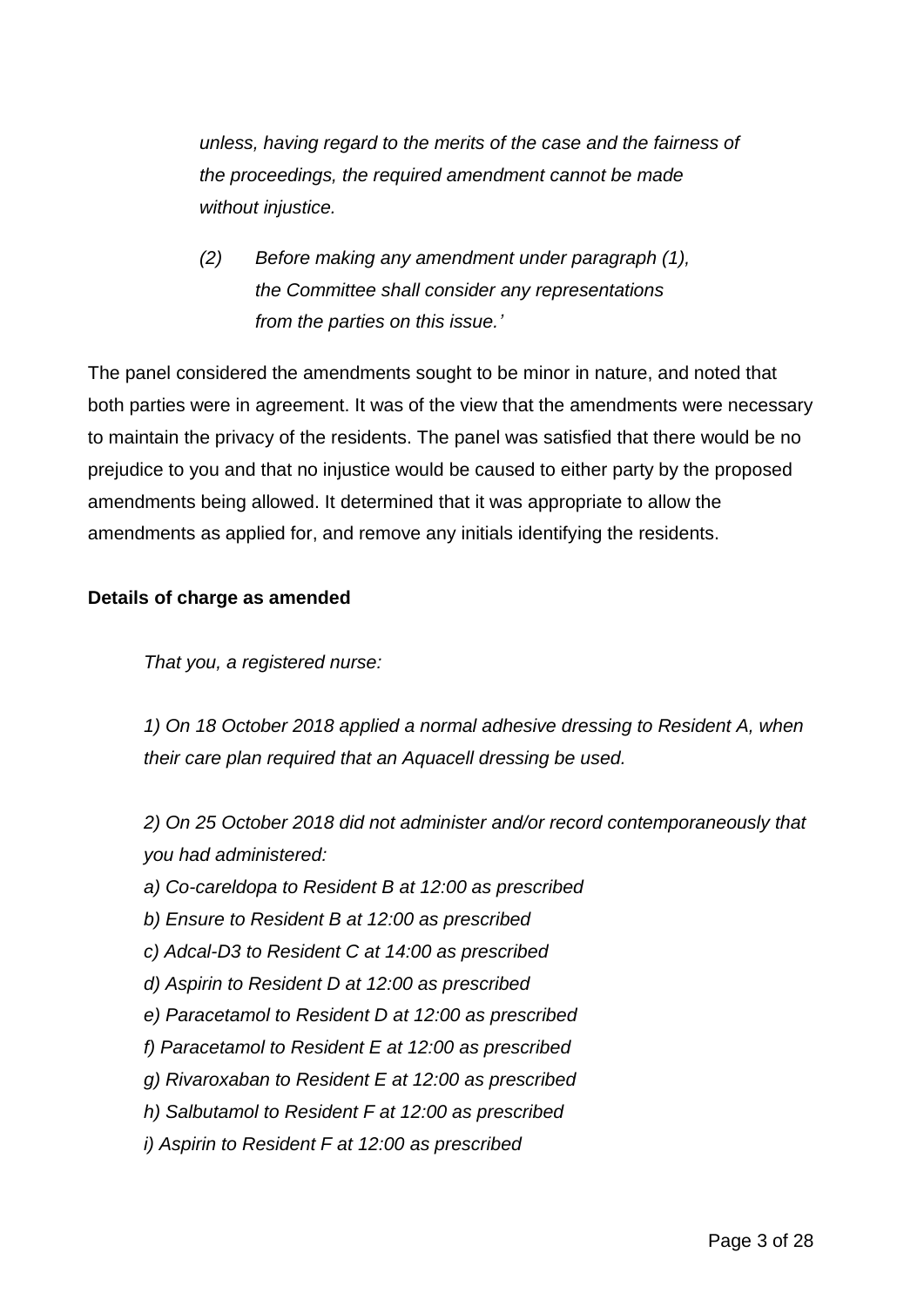*unless, having regard to the merits of the case and the fairness of the proceedings, the required amendment cannot be made without injustice.*

*(2) Before making any amendment under paragraph (1), the Committee shall consider any representations from the parties on this issue.'*

The panel considered the amendments sought to be minor in nature, and noted that both parties were in agreement. It was of the view that the amendments were necessary to maintain the privacy of the residents. The panel was satisfied that there would be no prejudice to you and that no injustice would be caused to either party by the proposed amendments being allowed. It determined that it was appropriate to allow the amendments as applied for, and remove any initials identifying the residents.

**Details of charge as amended**

*That you, a registered nurse:*

*1) On 18 October 2018 applied a normal adhesive dressing to Resident A, when their care plan required that an Aquacell dressing be used.*

*2) On 25 October 2018 did not administer and/or record contemporaneously that you had administered:*

*a) Co-careldopa to Resident B at 12:00 as prescribed*

*b) Ensure to Resident B at 12:00 as prescribed*

*c) Adcal-D3 to Resident C at 14:00 as prescribed*

*d) Aspirin to Resident D at 12:00 as prescribed*

*e) Paracetamol to Resident D at 12:00 as prescribed*

*f) Paracetamol to Resident E at 12:00 as prescribed*

*g) Rivaroxaban to Resident E at 12:00 as prescribed*

*h) Salbutamol to Resident F at 12:00 as prescribed*

*i) Aspirin to Resident F at 12:00 as prescribed*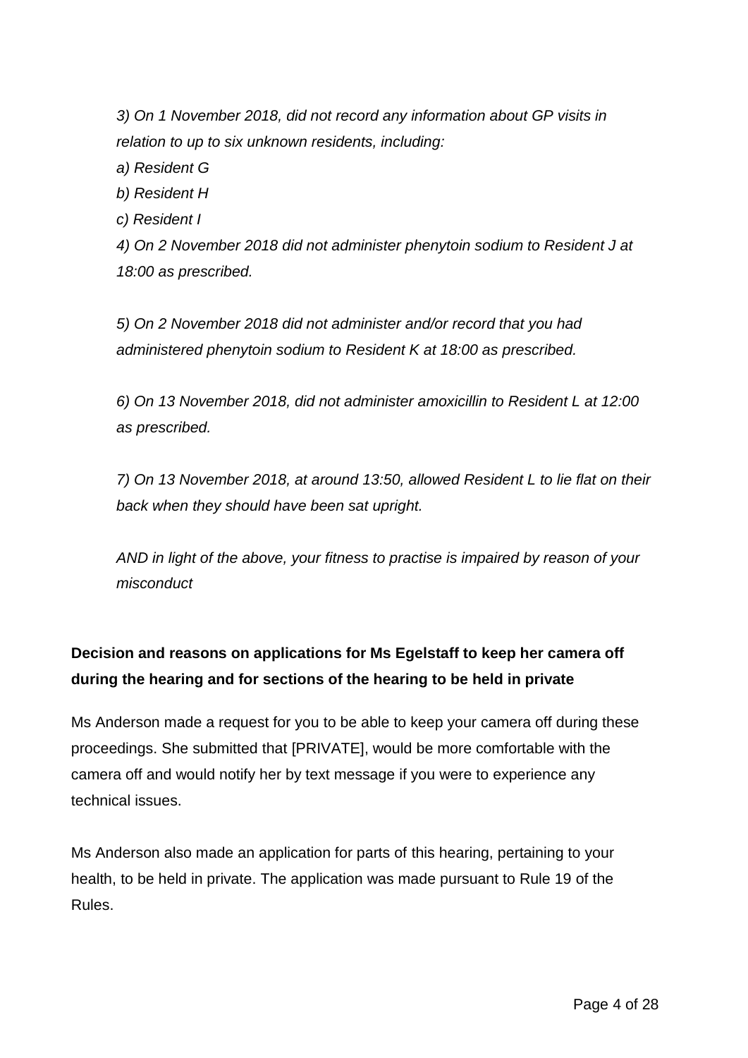*3) On 1 November 2018, did not record any information about GP visits in relation to up to six unknown residents, including:*

*a) Resident G*

*b) Resident H*

*c) Resident I*

*4) On 2 November 2018 did not administer phenytoin sodium to Resident J at 18:00 as prescribed.*

*5) On 2 November 2018 did not administer and/or record that you had administered phenytoin sodium to Resident K at 18:00 as prescribed.*

*6) On 13 November 2018, did not administer amoxicillin to Resident L at 12:00 as prescribed.*

*7) On 13 November 2018, at around 13:50, allowed Resident L to lie flat on their back when they should have been sat upright.*

*AND in light of the above, your fitness to practise is impaired by reason of your misconduct*

**Decision and reasons on applications for Ms Egelstaff to keep her camera off during the hearing and for sections of the hearing to be held in private**

Ms Anderson made a request for you to be able to keep your camera off during these proceedings. She submitted that [PRIVATE], would be more comfortable with the camera off and would notify her by text message if you were to experience any technical issues.

Ms Anderson also made an application for parts of this hearing, pertaining to your health, to be held in private. The application was made pursuant to Rule 19 of the Rules.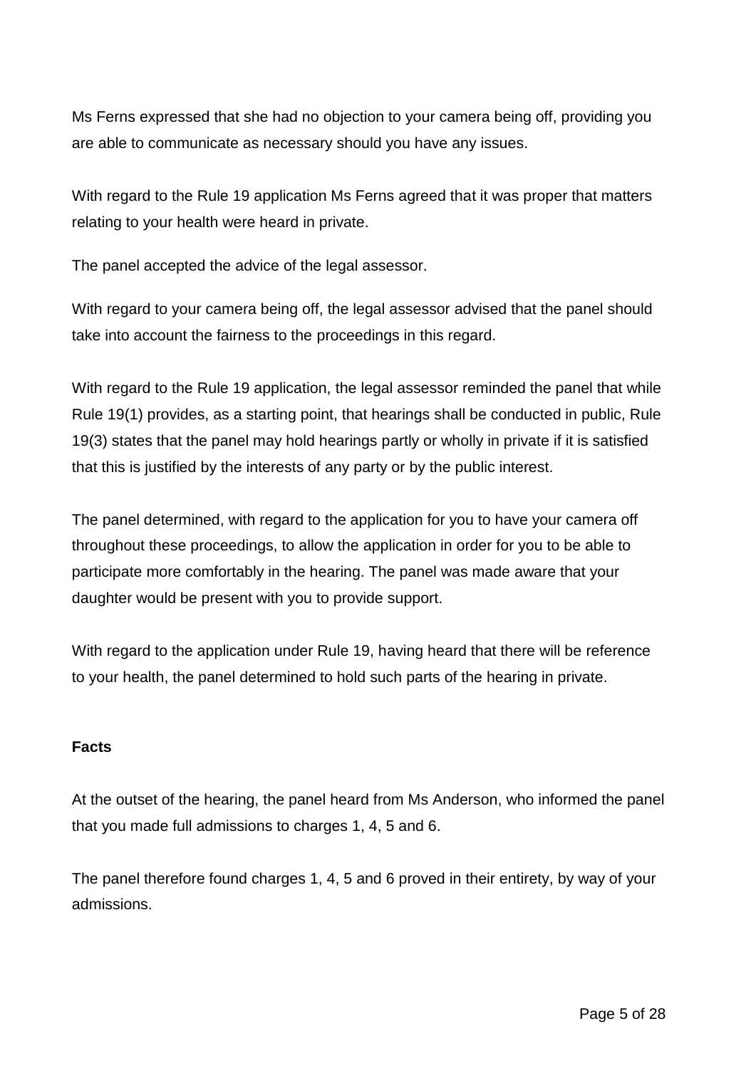Ms Ferns expressed that she had no objection to your camera being off, providing you are able to communicate as necessary should you have any issues.

With regard to the Rule 19 application Ms Ferns agreed that it was proper that matters relating to your health were heard in private.

The panel accepted the advice of the legal assessor.

With regard to your camera being off, the legal assessor advised that the panel should take into account the fairness to the proceedings in this regard.

With regard to the Rule 19 application, the legal assessor reminded the panel that while Rule 19(1) provides, as a starting point, that hearings shall be conducted in public, Rule 19(3) states that the panel may hold hearings partly or wholly in private if it is satisfied that this is justified by the interests of any party or by the public interest.

The panel determined, with regard to the application for you to have your camera off throughout these proceedings, to allow the application in order for you to be able to participate more comfortably in the hearing. The panel was made aware that your daughter would be present with you to provide support.

With regard to the application under Rule 19, having heard that there will be reference to your health, the panel determined to hold such parts of the hearing in private.

**Facts**

At the outset of the hearing, the panel heard from Ms Anderson, who informed the panel that you made full admissions to charges 1, 4, 5 and 6.

The panel therefore found charges 1, 4, 5 and 6 proved in their entirety, by way of your admissions.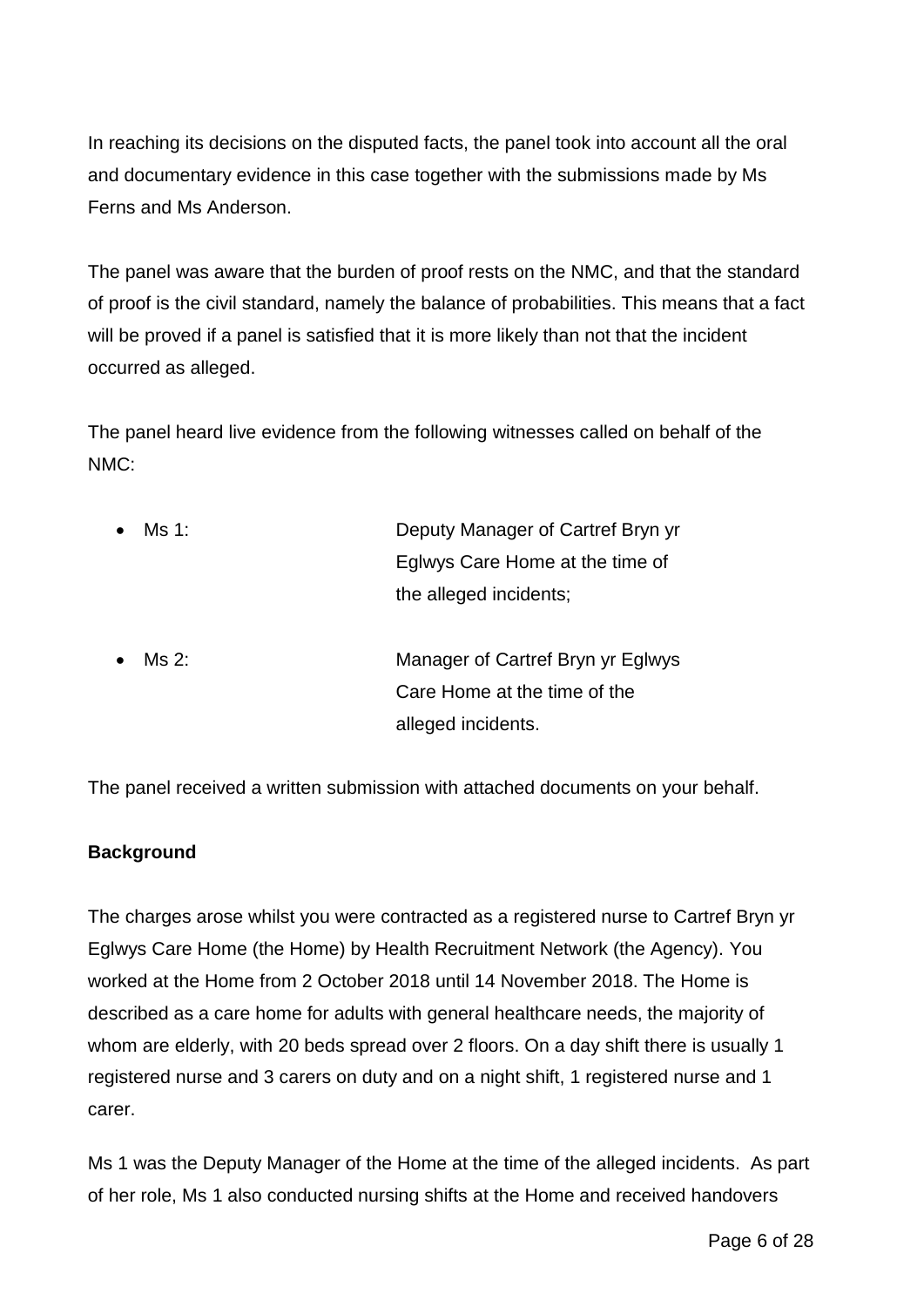In reaching its decisions on the disputed facts, the panel took into account all the oral and documentary evidence in this case together with the submissions made by Ms Ferns and Ms Anderson.

The panel was aware that the burden of proof rests on the NMC, and that the standard of proof is the civil standard, namely the balance of probabilities. This means that a fact will be proved if a panel is satisfied that it is more likely than not that the incident occurred as alleged.

The panel heard live evidence from the following witnesses called on behalf of the NMC:

- Ms 1: Deputy Manager of Cartref Bryn yr Eglwys Care Home at the time of the alleged incidents;

- Ms 2: Manager of Cartref Bryn yr Eglwys Care Home at the time of the alleged incidents.

The panel received a written submission with attached documents on your behalf.

**Background**

The charges arose whilst you were contracted as a registered nurse to Cartref Bryn yr Eglwys Care Home (the Home) by Health Recruitment Network (the Agency). You worked at the Home from 2 October 2018 until 14 November 2018. The Home is described as a care home for adults with general healthcare needs, the majority of whom are elderly, with 20 beds spread over 2 floors. On a day shift there is usually 1 registered nurse and 3 carers on duty and on a night shift, 1 registered nurse and 1 carer.

Ms 1 was the Deputy Manager of the Home at the time of the alleged incidents. As part of her role, Ms 1 also conducted nursing shifts at the Home and received handovers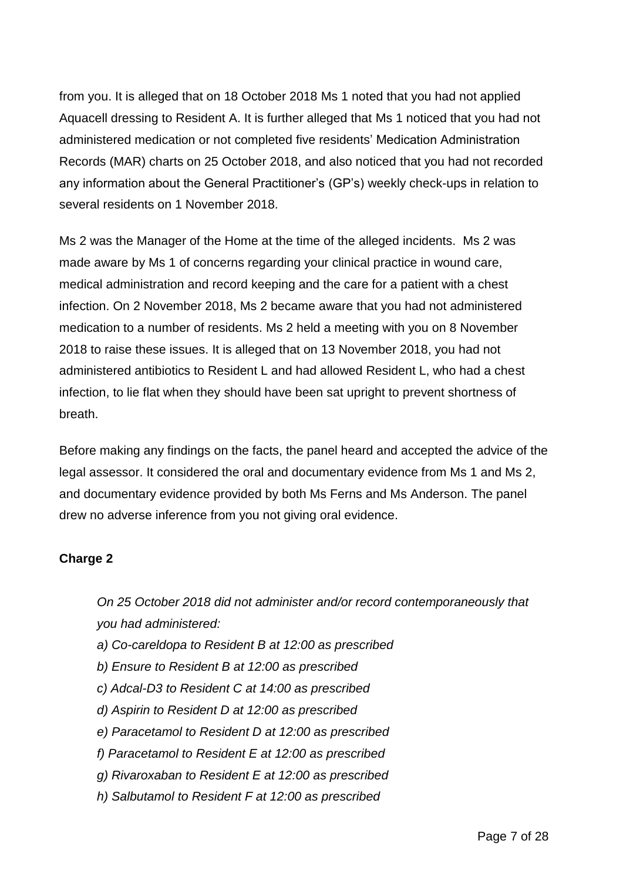from you. It is alleged that on 18 October 2018 Ms 1 noted that you had not applied Aquacell dressing to Resident A. It is further alleged that Ms 1 noticed that you had not administered medication or not completed five residents' Medication Administration Records (MAR) charts on 25 October 2018, and also noticed that you had not recorded any information about the General Practitioner's (GP's) weekly check-ups in relation to several residents on 1 November 2018.

Ms 2 was the Manager of the Home at the time of the alleged incidents. Ms 2 was made aware by Ms 1 of concerns regarding your clinical practice in wound care, medical administration and record keeping and the care for a patient with a chest infection. On 2 November 2018, Ms 2 became aware that you had not administered medication to a number of residents. Ms 2 held a meeting with you on 8 November 2018 to raise these issues. It is alleged that on 13 November 2018, you had not administered antibiotics to Resident L and had allowed Resident L, who had a chest infection, to lie flat when they should have been sat upright to prevent shortness of breath.

Before making any findings on the facts, the panel heard and accepted the advice of the legal assessor. It considered the oral and documentary evidence from Ms 1 and Ms 2, and documentary evidence provided by both Ms Ferns and Ms Anderson. The panel drew no adverse inference from you not giving oral evidence.

**Charge 2**

> *On 25 October 2018 did not administer and/or record contemporaneously that you had administered:*
>
> *a) Co-careldopa to Resident B at 12:00 as prescribed*
>
> *b) Ensure to Resident B at 12:00 as prescribed*
>
> *c) Adcal-D3 to Resident C at 14:00 as prescribed*
>
> *d) Aspirin to Resident D at 12:00 as prescribed*
>
> *e) Paracetamol to Resident D at 12:00 as prescribed*
>
> *f) Paracetamol to Resident E at 12:00 as prescribed*
>
> *g) Rivaroxaban to Resident E at 12:00 as prescribed*
>
> *h) Salbutamol to Resident F at 12:00 as prescribed*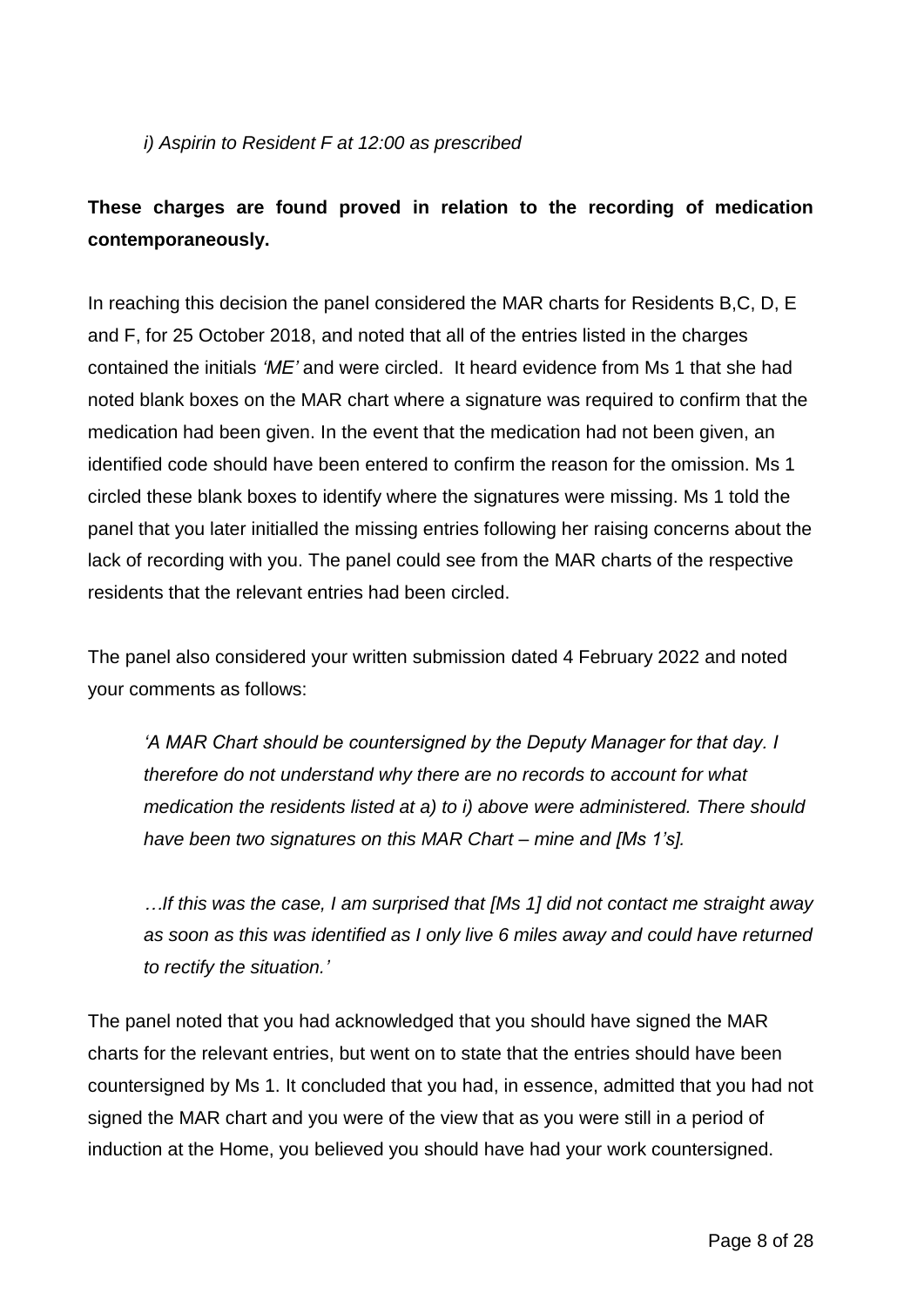*i) Aspirin to Resident F at 12:00 as prescribed*

**These charges are found proved in relation to the recording of medication contemporaneously.**

In reaching this decision the panel considered the MAR charts for Residents B,C, D, E and F, for 25 October 2018, and noted that all of the entries listed in the charges contained the initials *'ME'* and were circled. It heard evidence from Ms 1 that she had noted blank boxes on the MAR chart where a signature was required to confirm that the medication had been given. In the event that the medication had not been given, an identified code should have been entered to confirm the reason for the omission. Ms 1 circled these blank boxes to identify where the signatures were missing. Ms 1 told the panel that you later initialled the missing entries following her raising concerns about the lack of recording with you. The panel could see from the MAR charts of the respective residents that the relevant entries had been circled.

The panel also considered your written submission dated 4 February 2022 and noted your comments as follows:

> *'A MAR Chart should be countersigned by the Deputy Manager for that day. I therefore do not understand why there are no records to account for what medication the residents listed at a) to i) above were administered. There should have been two signatures on this MAR Chart – mine and [Ms 1's].*
>
> *…If this was the case, I am surprised that [Ms 1] did not contact me straight away as soon as this was identified as I only live 6 miles away and could have returned to rectify the situation.'*

The panel noted that you had acknowledged that you should have signed the MAR charts for the relevant entries, but went on to state that the entries should have been countersigned by Ms 1. It concluded that you had, in essence, admitted that you had not signed the MAR chart and you were of the view that as you were still in a period of induction at the Home, you believed you should have had your work countersigned.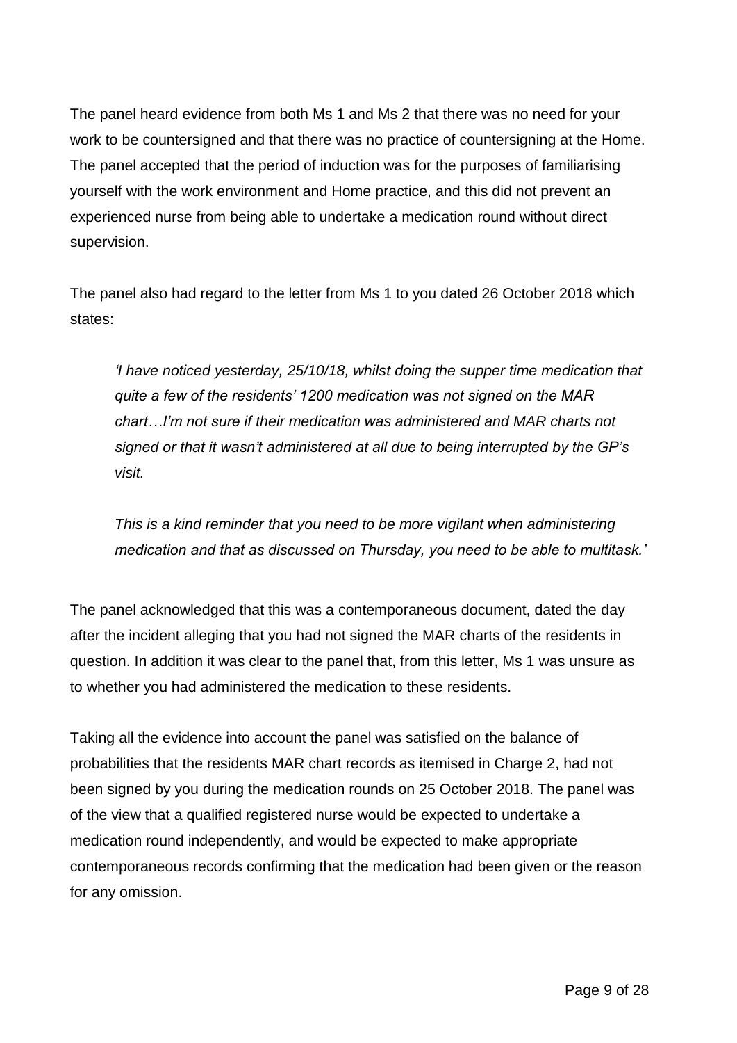The panel heard evidence from both Ms 1 and Ms 2 that there was no need for your work to be countersigned and that there was no practice of countersigning at the Home. The panel accepted that the period of induction was for the purposes of familiarising yourself with the work environment and Home practice, and this did not prevent an experienced nurse from being able to undertake a medication round without direct supervision.

The panel also had regard to the letter from Ms 1 to you dated 26 October 2018 which states:

> *'I have noticed yesterday, 25/10/18, whilst doing the supper time medication that quite a few of the residents' 1200 medication was not signed on the MAR chart…I'm not sure if their medication was administered and MAR charts not signed or that it wasn't administered at all due to being interrupted by the GP's visit.*
>
> *This is a kind reminder that you need to be more vigilant when administering medication and that as discussed on Thursday, you need to be able to multitask.'*

The panel acknowledged that this was a contemporaneous document, dated the day after the incident alleging that you had not signed the MAR charts of the residents in question. In addition it was clear to the panel that, from this letter, Ms 1 was unsure as to whether you had administered the medication to these residents.

Taking all the evidence into account the panel was satisfied on the balance of probabilities that the residents MAR chart records as itemised in Charge 2, had not been signed by you during the medication rounds on 25 October 2018. The panel was of the view that a qualified registered nurse would be expected to undertake a medication round independently, and would be expected to make appropriate contemporaneous records confirming that the medication had been given or the reason for any omission.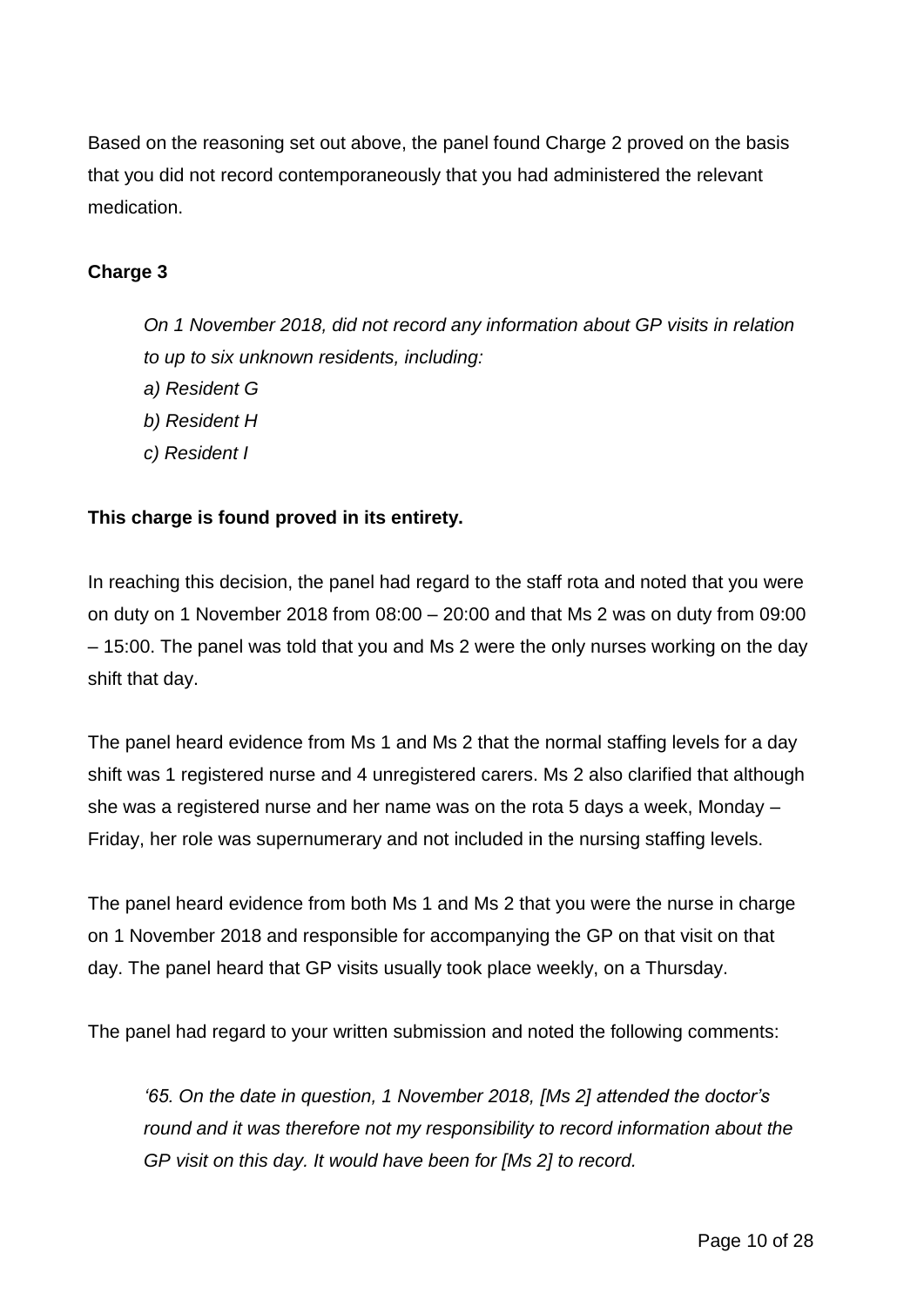Based on the reasoning set out above, the panel found Charge 2 proved on the basis that you did not record contemporaneously that you had administered the relevant medication.

**Charge 3**

> *On 1 November 2018, did not record any information about GP visits in relation to up to six unknown residents, including:*
> *a) Resident G*
> *b) Resident H*
> *c) Resident I*

**This charge is found proved in its entirety.**

In reaching this decision, the panel had regard to the staff rota and noted that you were on duty on 1 November 2018 from 08:00 – 20:00 and that Ms 2 was on duty from 09:00 – 15:00. The panel was told that you and Ms 2 were the only nurses working on the day shift that day.

The panel heard evidence from Ms 1 and Ms 2 that the normal staffing levels for a day shift was 1 registered nurse and 4 unregistered carers. Ms 2 also clarified that although she was a registered nurse and her name was on the rota 5 days a week, Monday – Friday, her role was supernumerary and not included in the nursing staffing levels.

The panel heard evidence from both Ms 1 and Ms 2 that you were the nurse in charge on 1 November 2018 and responsible for accompanying the GP on that visit on that day. The panel heard that GP visits usually took place weekly, on a Thursday.

The panel had regard to your written submission and noted the following comments:

> *'65. On the date in question, 1 November 2018, [Ms 2] attended the doctor's round and it was therefore not my responsibility to record information about the GP visit on this day. It would have been for [Ms 2] to record.*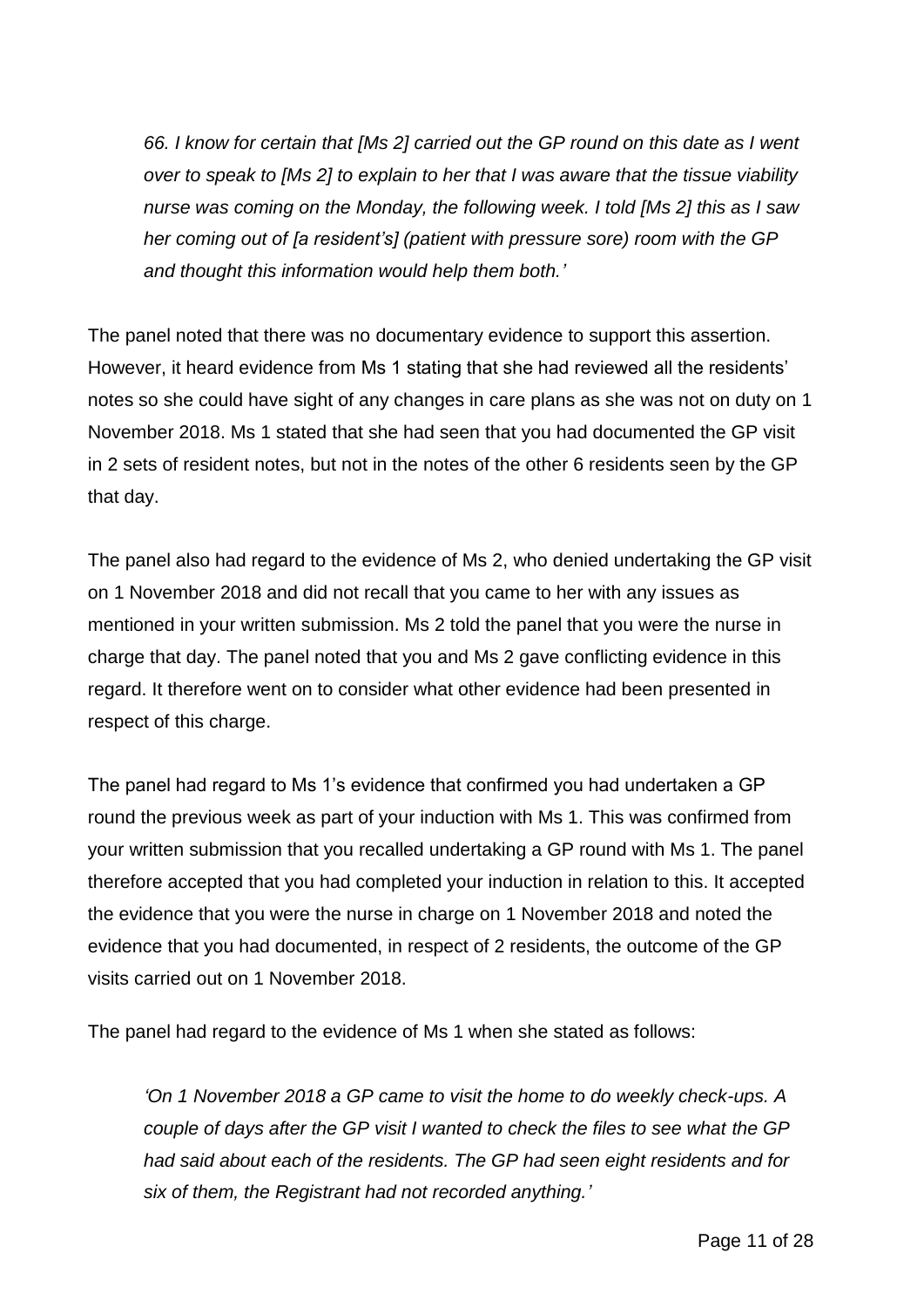*66. I know for certain that [Ms 2] carried out the GP round on this date as I went over to speak to [Ms 2] to explain to her that I was aware that the tissue viability nurse was coming on the Monday, the following week. I told [Ms 2] this as I saw her coming out of [a resident's] (patient with pressure sore) room with the GP and thought this information would help them both.'*

The panel noted that there was no documentary evidence to support this assertion. However, it heard evidence from Ms 1 stating that she had reviewed all the residents' notes so she could have sight of any changes in care plans as she was not on duty on 1 November 2018. Ms 1 stated that she had seen that you had documented the GP visit in 2 sets of resident notes, but not in the notes of the other 6 residents seen by the GP that day.

The panel also had regard to the evidence of Ms 2, who denied undertaking the GP visit on 1 November 2018 and did not recall that you came to her with any issues as mentioned in your written submission. Ms 2 told the panel that you were the nurse in charge that day. The panel noted that you and Ms 2 gave conflicting evidence in this regard. It therefore went on to consider what other evidence had been presented in respect of this charge.

The panel had regard to Ms 1's evidence that confirmed you had undertaken a GP round the previous week as part of your induction with Ms 1. This was confirmed from your written submission that you recalled undertaking a GP round with Ms 1. The panel therefore accepted that you had completed your induction in relation to this. It accepted the evidence that you were the nurse in charge on 1 November 2018 and noted the evidence that you had documented, in respect of 2 residents, the outcome of the GP visits carried out on 1 November 2018.

The panel had regard to the evidence of Ms 1 when she stated as follows:

> *'On 1 November 2018 a GP came to visit the home to do weekly check-ups. A couple of days after the GP visit I wanted to check the files to see what the GP had said about each of the residents. The GP had seen eight residents and for six of them, the Registrant had not recorded anything.'*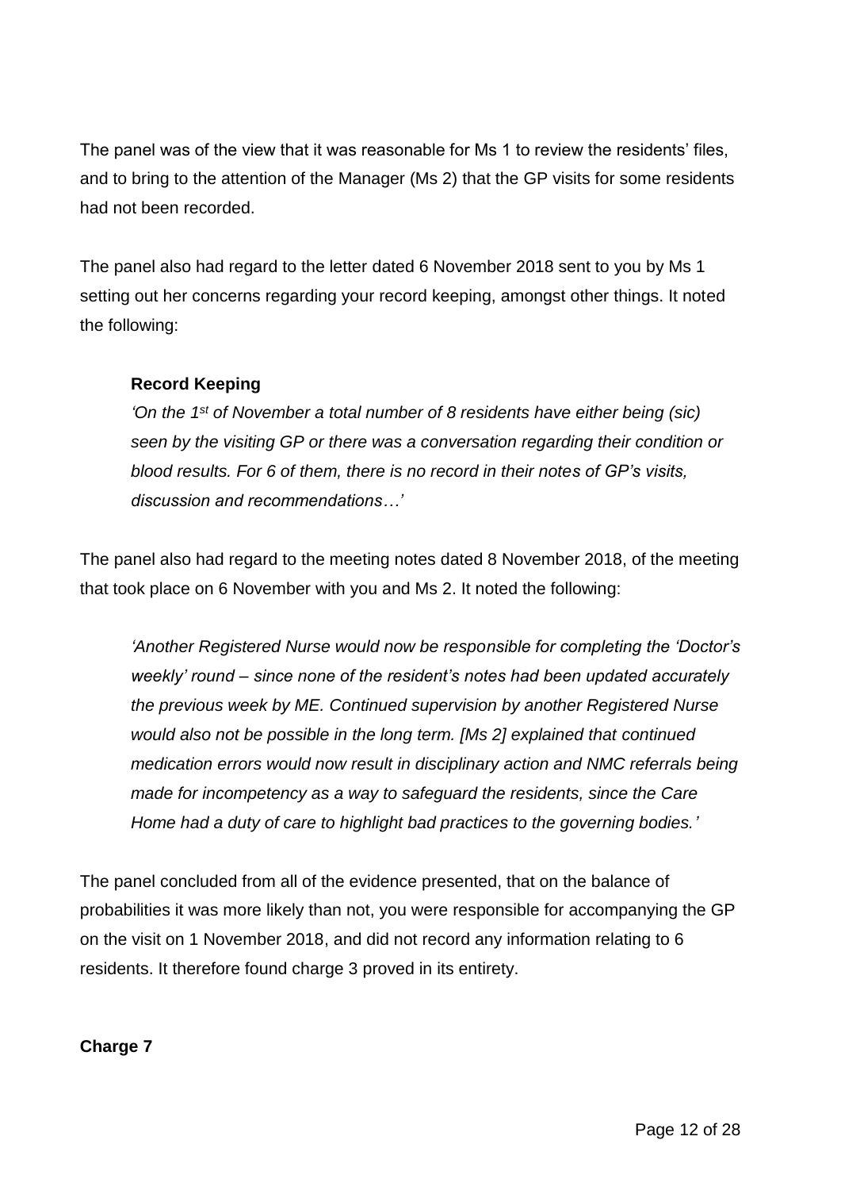The panel was of the view that it was reasonable for Ms 1 to review the residents' files, and to bring to the attention of the Manager (Ms 2) that the GP visits for some residents had not been recorded.

The panel also had regard to the letter dated 6 November 2018 sent to you by Ms 1 setting out her concerns regarding your record keeping, amongst other things. It noted the following:

> **Record Keeping**
>
> *'On the 1st of November a total number of 8 residents have either being (sic) seen by the visiting GP or there was a conversation regarding their condition or blood results. For 6 of them, there is no record in their notes of GP's visits, discussion and recommendations…'*

The panel also had regard to the meeting notes dated 8 November 2018, of the meeting that took place on 6 November with you and Ms 2. It noted the following:

> *'Another Registered Nurse would now be responsible for completing the 'Doctor's weekly' round – since none of the resident's notes had been updated accurately the previous week by ME. Continued supervision by another Registered Nurse would also not be possible in the long term. [Ms 2] explained that continued medication errors would now result in disciplinary action and NMC referrals being made for incompetency as a way to safeguard the residents, since the Care Home had a duty of care to highlight bad practices to the governing bodies.'*

The panel concluded from all of the evidence presented, that on the balance of probabilities it was more likely than not, you were responsible for accompanying the GP on the visit on 1 November 2018, and did not record any information relating to 6 residents. It therefore found charge 3 proved in its entirety.

**Charge 7**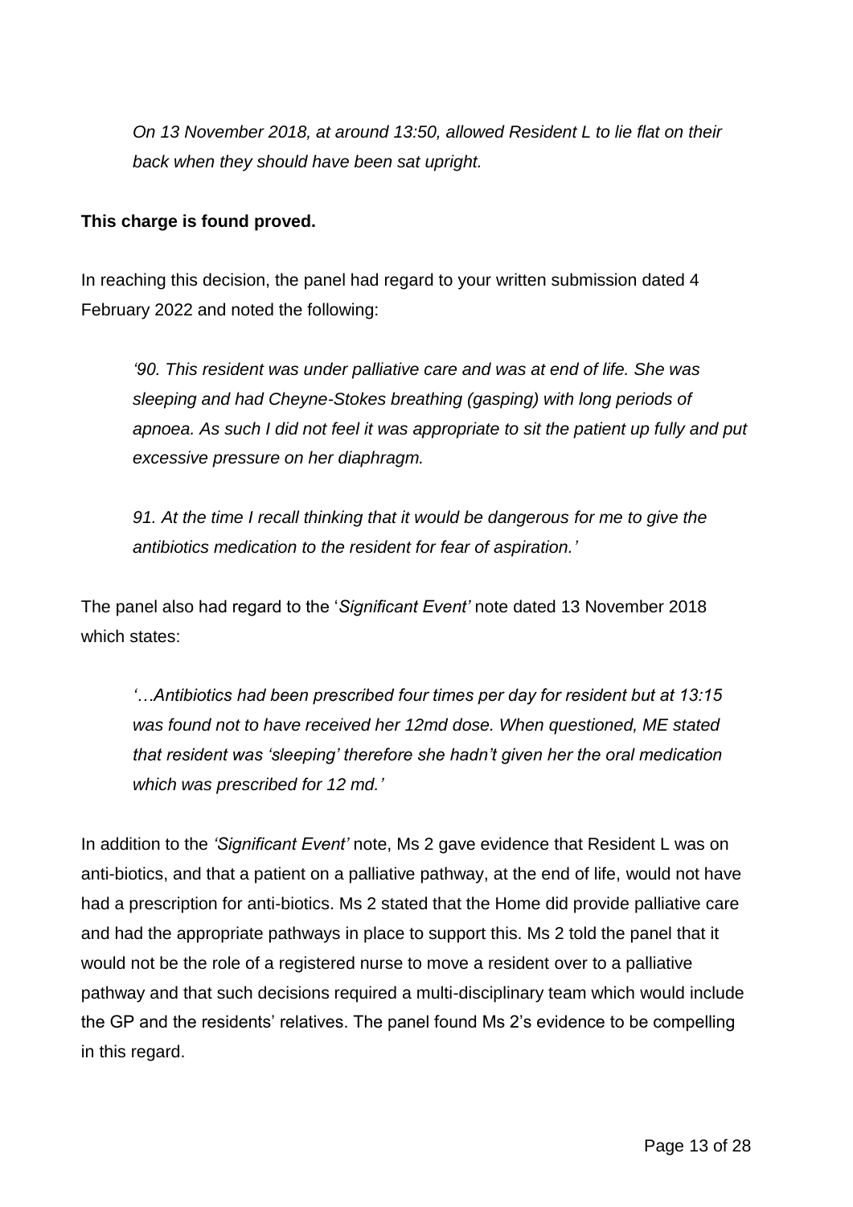*On 13 November 2018, at around 13:50, allowed Resident L to lie flat on their back when they should have been sat upright.*

**This charge is found proved.**

In reaching this decision, the panel had regard to your written submission dated 4 February 2022 and noted the following:

> *'90. This resident was under palliative care and was at end of life. She was sleeping and had Cheyne-Stokes breathing (gasping) with long periods of apnoea. As such I did not feel it was appropriate to sit the patient up fully and put excessive pressure on her diaphragm.*
>
> *91. At the time I recall thinking that it would be dangerous for me to give the antibiotics medication to the resident for fear of aspiration.'*

The panel also had regard to the '*Significant Event'* note dated 13 November 2018 which states:

> *'…Antibiotics had been prescribed four times per day for resident but at 13:15 was found not to have received her 12md dose. When questioned, ME stated that resident was 'sleeping' therefore she hadn't given her the oral medication which was prescribed for 12 md.'*

In addition to the *'Significant Event'* note, Ms 2 gave evidence that Resident L was on anti-biotics, and that a patient on a palliative pathway, at the end of life, would not have had a prescription for anti-biotics. Ms 2 stated that the Home did provide palliative care and had the appropriate pathways in place to support this. Ms 2 told the panel that it would not be the role of a registered nurse to move a resident over to a palliative pathway and that such decisions required a multi-disciplinary team which would include the GP and the residents' relatives. The panel found Ms 2's evidence to be compelling in this regard.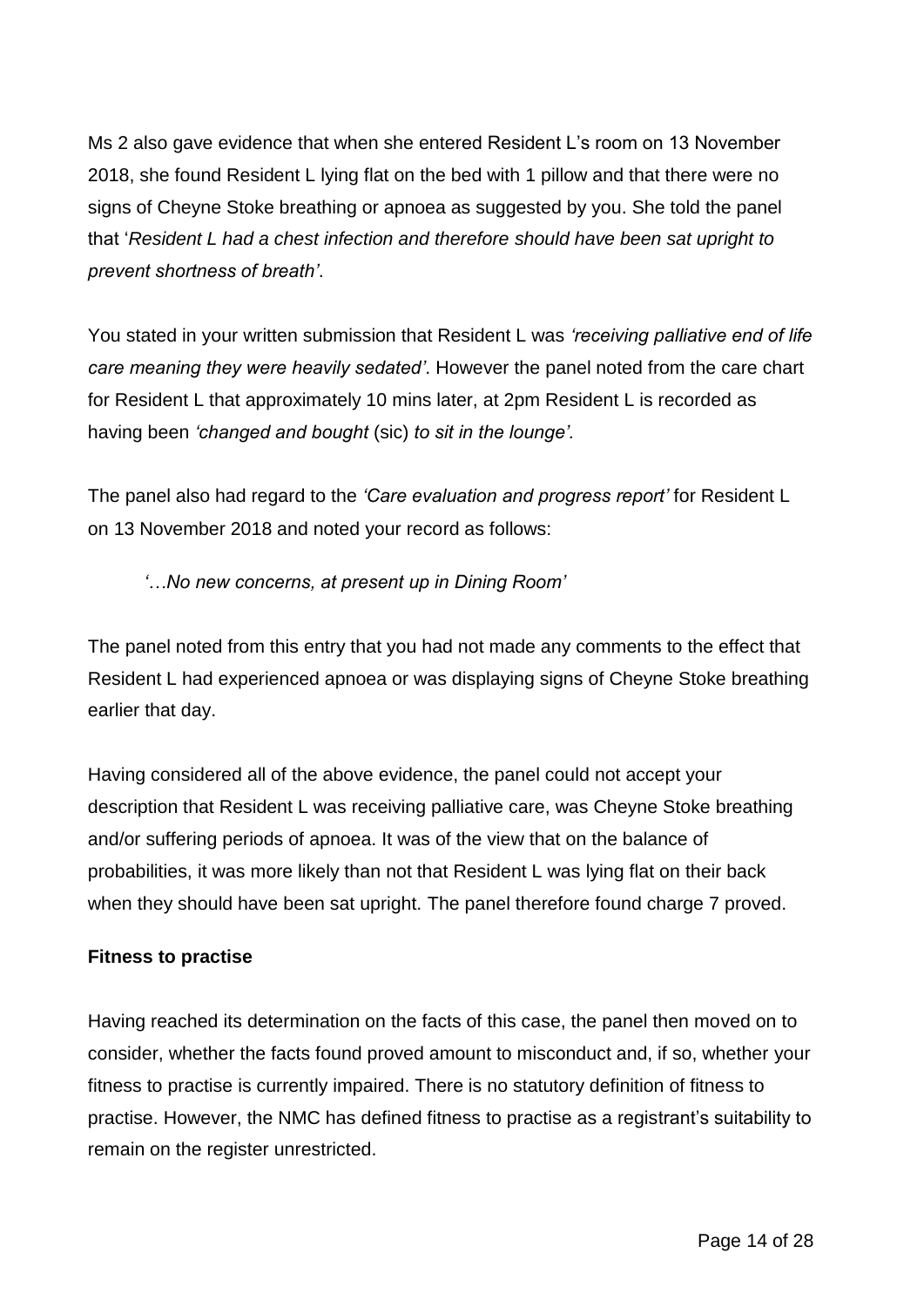Ms 2 also gave evidence that when she entered Resident L's room on 13 November 2018, she found Resident L lying flat on the bed with 1 pillow and that there were no signs of Cheyne Stoke breathing or apnoea as suggested by you. She told the panel that '*Resident L had a chest infection and therefore should have been sat upright to prevent shortness of breath'*.

You stated in your written submission that Resident L was *'receiving palliative end of life care meaning they were heavily sedated'*. However the panel noted from the care chart for Resident L that approximately 10 mins later, at 2pm Resident L is recorded as having been *'changed and bought* (sic) *to sit in the lounge'.*

The panel also had regard to the *'Care evaluation and progress report'* for Resident L on 13 November 2018 and noted your record as follows:

> *'…No new concerns, at present up in Dining Room'*

The panel noted from this entry that you had not made any comments to the effect that Resident L had experienced apnoea or was displaying signs of Cheyne Stoke breathing earlier that day.

Having considered all of the above evidence, the panel could not accept your description that Resident L was receiving palliative care, was Cheyne Stoke breathing and/or suffering periods of apnoea. It was of the view that on the balance of probabilities, it was more likely than not that Resident L was lying flat on their back when they should have been sat upright. The panel therefore found charge 7 proved.

**Fitness to practise**

Having reached its determination on the facts of this case, the panel then moved on to consider, whether the facts found proved amount to misconduct and, if so, whether your fitness to practise is currently impaired. There is no statutory definition of fitness to practise. However, the NMC has defined fitness to practise as a registrant's suitability to remain on the register unrestricted.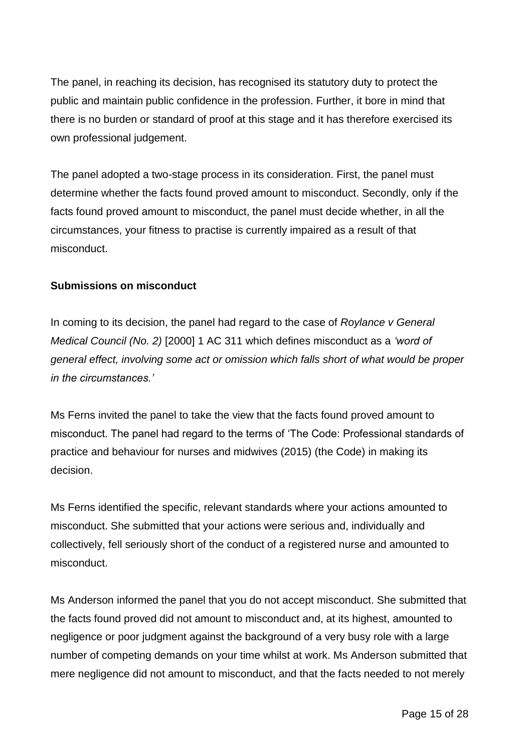The panel, in reaching its decision, has recognised its statutory duty to protect the public and maintain public confidence in the profession. Further, it bore in mind that there is no burden or standard of proof at this stage and it has therefore exercised its own professional judgement.

The panel adopted a two-stage process in its consideration. First, the panel must determine whether the facts found proved amount to misconduct. Secondly, only if the facts found proved amount to misconduct, the panel must decide whether, in all the circumstances, your fitness to practise is currently impaired as a result of that misconduct.

**Submissions on misconduct**

In coming to its decision, the panel had regard to the case of *Roylance v General Medical Council (No. 2)* [2000] 1 AC 311 which defines misconduct as a *'word of general effect, involving some act or omission which falls short of what would be proper in the circumstances.'*

Ms Ferns invited the panel to take the view that the facts found proved amount to misconduct. The panel had regard to the terms of 'The Code: Professional standards of practice and behaviour for nurses and midwives (2015) (the Code) in making its decision.

Ms Ferns identified the specific, relevant standards where your actions amounted to misconduct. She submitted that your actions were serious and, individually and collectively, fell seriously short of the conduct of a registered nurse and amounted to misconduct.

Ms Anderson informed the panel that you do not accept misconduct. She submitted that the facts found proved did not amount to misconduct and, at its highest, amounted to negligence or poor judgment against the background of a very busy role with a large number of competing demands on your time whilst at work. Ms Anderson submitted that mere negligence did not amount to misconduct, and that the facts needed to not merely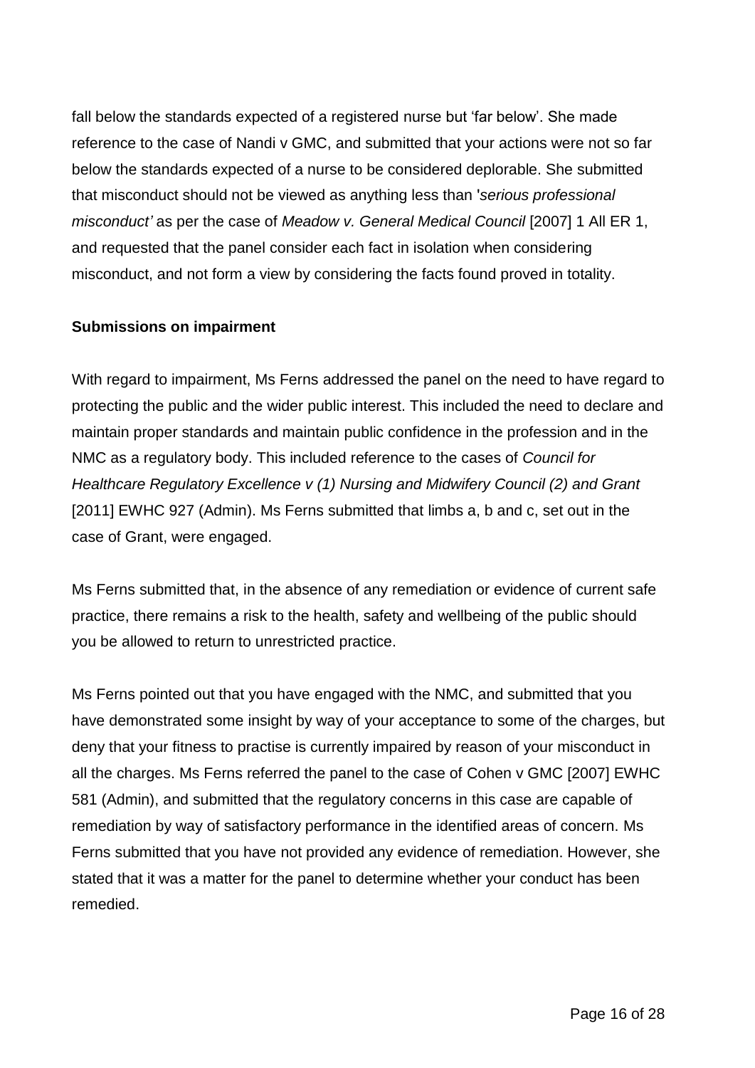fall below the standards expected of a registered nurse but 'far below'. She made reference to the case of Nandi v GMC, and submitted that your actions were not so far below the standards expected of a nurse to be considered deplorable. She submitted that misconduct should not be viewed as anything less than '*serious professional misconduct'* as per the case of *Meadow v. General Medical Council* [2007] 1 All ER 1, and requested that the panel consider each fact in isolation when considering misconduct, and not form a view by considering the facts found proved in totality.

**Submissions on impairment**

With regard to impairment, Ms Ferns addressed the panel on the need to have regard to protecting the public and the wider public interest. This included the need to declare and maintain proper standards and maintain public confidence in the profession and in the NMC as a regulatory body. This included reference to the cases of *Council for Healthcare Regulatory Excellence v (1) Nursing and Midwifery Council (2) and Grant* [2011] EWHC 927 (Admin). Ms Ferns submitted that limbs a, b and c, set out in the case of Grant, were engaged.

Ms Ferns submitted that, in the absence of any remediation or evidence of current safe practice, there remains a risk to the health, safety and wellbeing of the public should you be allowed to return to unrestricted practice.

Ms Ferns pointed out that you have engaged with the NMC, and submitted that you have demonstrated some insight by way of your acceptance to some of the charges, but deny that your fitness to practise is currently impaired by reason of your misconduct in all the charges. Ms Ferns referred the panel to the case of Cohen v GMC [2007] EWHC 581 (Admin), and submitted that the regulatory concerns in this case are capable of remediation by way of satisfactory performance in the identified areas of concern. Ms Ferns submitted that you have not provided any evidence of remediation. However, she stated that it was a matter for the panel to determine whether your conduct has been remedied.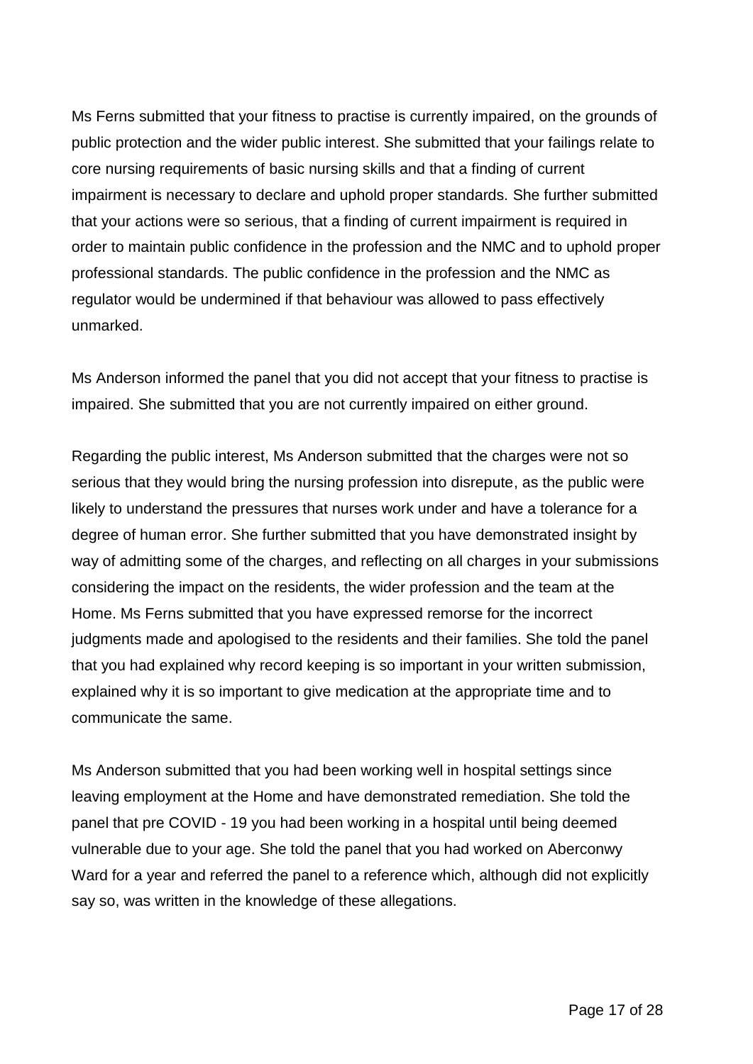Ms Ferns submitted that your fitness to practise is currently impaired, on the grounds of public protection and the wider public interest. She submitted that your failings relate to core nursing requirements of basic nursing skills and that a finding of current impairment is necessary to declare and uphold proper standards. She further submitted that your actions were so serious, that a finding of current impairment is required in order to maintain public confidence in the profession and the NMC and to uphold proper professional standards. The public confidence in the profession and the NMC as regulator would be undermined if that behaviour was allowed to pass effectively unmarked.

Ms Anderson informed the panel that you did not accept that your fitness to practise is impaired. She submitted that you are not currently impaired on either ground.

Regarding the public interest, Ms Anderson submitted that the charges were not so serious that they would bring the nursing profession into disrepute, as the public were likely to understand the pressures that nurses work under and have a tolerance for a degree of human error. She further submitted that you have demonstrated insight by way of admitting some of the charges, and reflecting on all charges in your submissions considering the impact on the residents, the wider profession and the team at the Home. Ms Ferns submitted that you have expressed remorse for the incorrect judgments made and apologised to the residents and their families. She told the panel that you had explained why record keeping is so important in your written submission, explained why it is so important to give medication at the appropriate time and to communicate the same.

Ms Anderson submitted that you had been working well in hospital settings since leaving employment at the Home and have demonstrated remediation. She told the panel that pre COVID - 19 you had been working in a hospital until being deemed vulnerable due to your age. She told the panel that you had worked on Aberconwy Ward for a year and referred the panel to a reference which, although did not explicitly say so, was written in the knowledge of these allegations.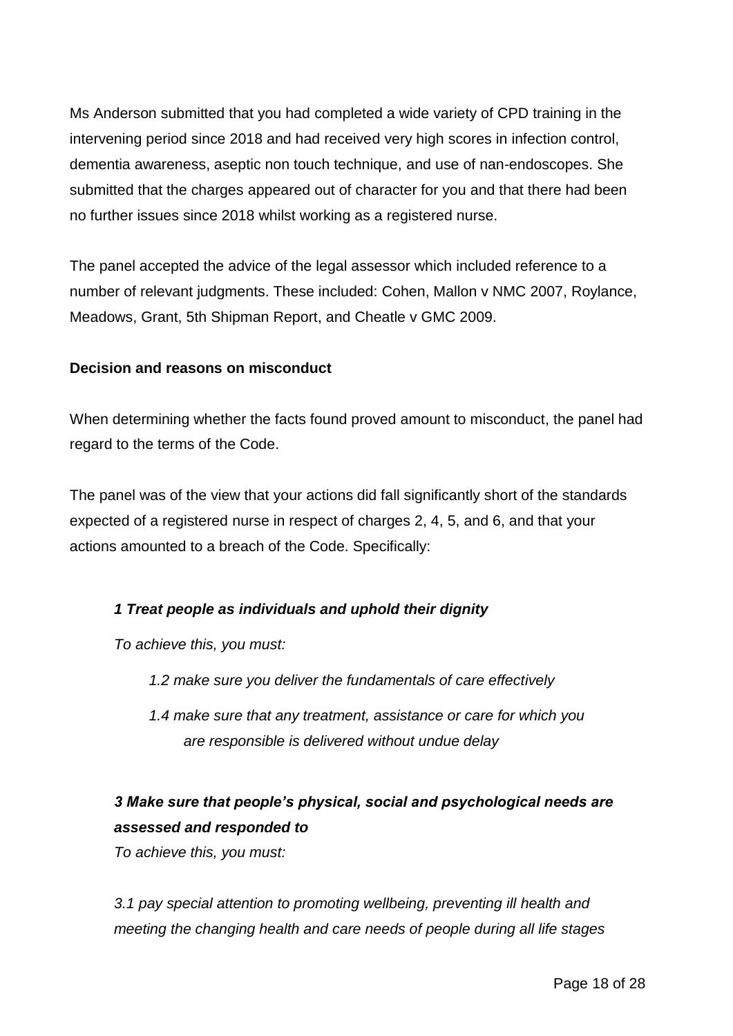Ms Anderson submitted that you had completed a wide variety of CPD training in the intervening period since 2018 and had received very high scores in infection control, dementia awareness, aseptic non touch technique, and use of nan-endoscopes. She submitted that the charges appeared out of character for you and that there had been no further issues since 2018 whilst working as a registered nurse.

The panel accepted the advice of the legal assessor which included reference to a number of relevant judgments. These included: Cohen, Mallon v NMC 2007, Roylance, Meadows, Grant, 5th Shipman Report, and Cheatle v GMC 2009.

**Decision and reasons on misconduct**

When determining whether the facts found proved amount to misconduct, the panel had regard to the terms of the Code.

The panel was of the view that your actions did fall significantly short of the standards expected of a registered nurse in respect of charges 2, 4, 5, and 6, and that your actions amounted to a breach of the Code. Specifically:

***1 Treat people as individuals and uphold their dignity***

*To achieve this, you must:*

*1.2 make sure you deliver the fundamentals of care effectively*

*1.4 make sure that any treatment, assistance or care for which you are responsible is delivered without undue delay*

***3 Make sure that people's physical, social and psychological needs are assessed and responded to***

*To achieve this, you must:*

*3.1 pay special attention to promoting wellbeing, preventing ill health and meeting the changing health and care needs of people during all life stages*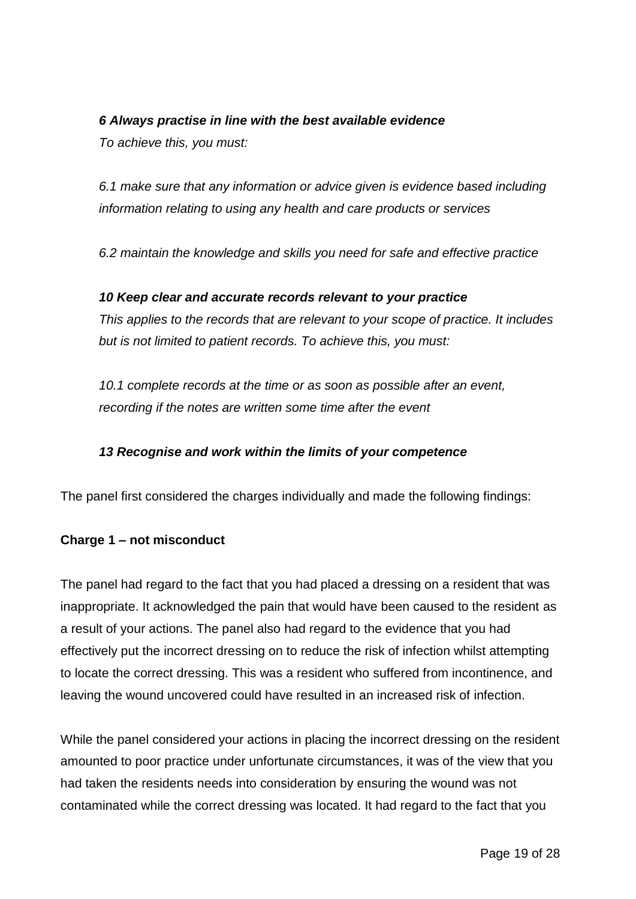***6 Always practise in line with the best available evidence***
*To achieve this, you must:*

*6.1 make sure that any information or advice given is evidence based including information relating to using any health and care products or services*

*6.2 maintain the knowledge and skills you need for safe and effective practice*

***10 Keep clear and accurate records relevant to your practice***
*This applies to the records that are relevant to your scope of practice. It includes but is not limited to patient records. To achieve this, you must:*

*10.1 complete records at the time or as soon as possible after an event, recording if the notes are written some time after the event*

***13 Recognise and work within the limits of your competence***

The panel first considered the charges individually and made the following findings:

**Charge 1 – not misconduct**

The panel had regard to the fact that you had placed a dressing on a resident that was inappropriate. It acknowledged the pain that would have been caused to the resident as a result of your actions. The panel also had regard to the evidence that you had effectively put the incorrect dressing on to reduce the risk of infection whilst attempting to locate the correct dressing. This was a resident who suffered from incontinence, and leaving the wound uncovered could have resulted in an increased risk of infection.

While the panel considered your actions in placing the incorrect dressing on the resident amounted to poor practice under unfortunate circumstances, it was of the view that you had taken the residents needs into consideration by ensuring the wound was not contaminated while the correct dressing was located. It had regard to the fact that you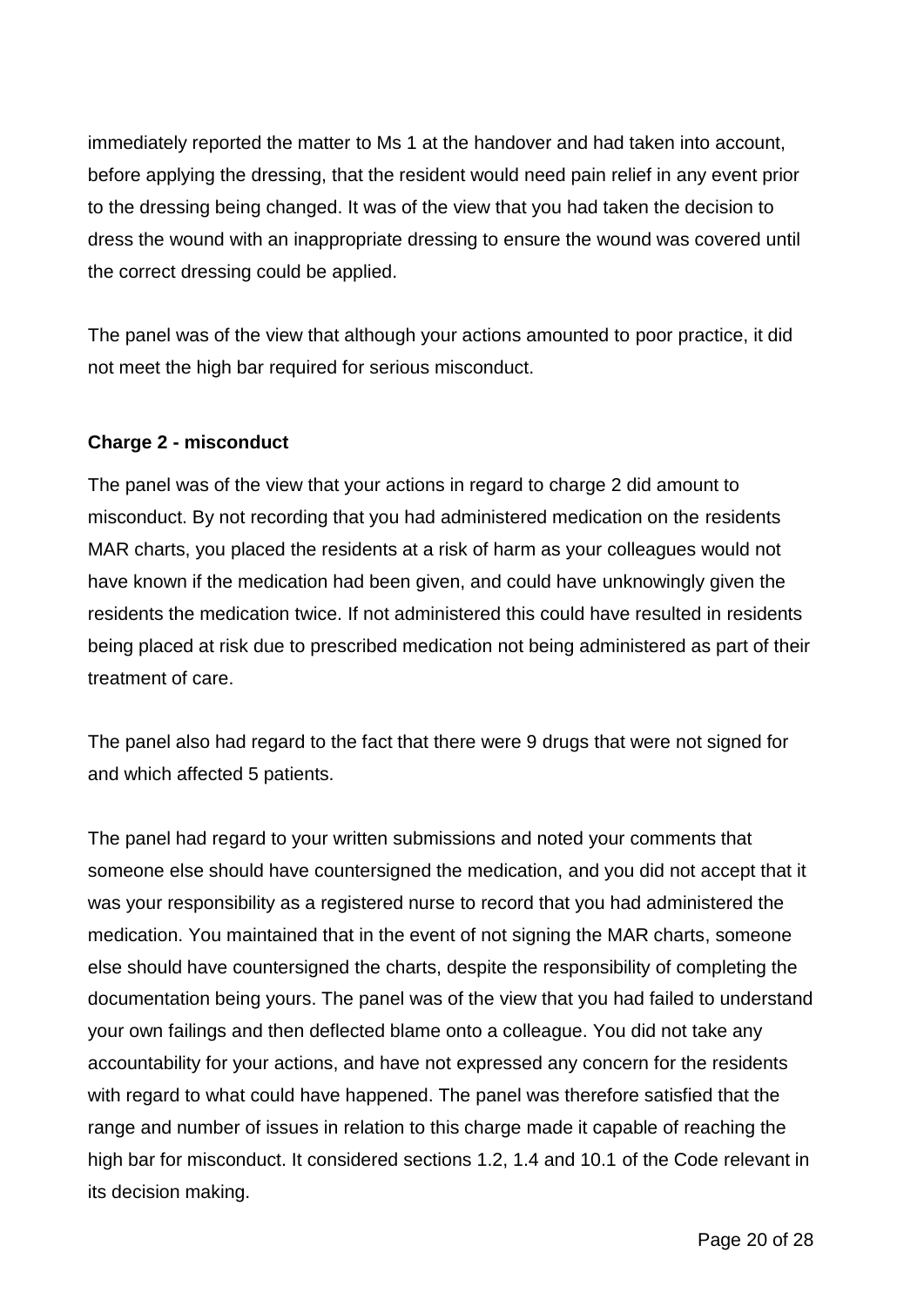immediately reported the matter to Ms 1 at the handover and had taken into account, before applying the dressing, that the resident would need pain relief in any event prior to the dressing being changed. It was of the view that you had taken the decision to dress the wound with an inappropriate dressing to ensure the wound was covered until the correct dressing could be applied.

The panel was of the view that although your actions amounted to poor practice, it did not meet the high bar required for serious misconduct.

**Charge 2 - misconduct**

The panel was of the view that your actions in regard to charge 2 did amount to misconduct. By not recording that you had administered medication on the residents MAR charts, you placed the residents at a risk of harm as your colleagues would not have known if the medication had been given, and could have unknowingly given the residents the medication twice. If not administered this could have resulted in residents being placed at risk due to prescribed medication not being administered as part of their treatment of care.

The panel also had regard to the fact that there were 9 drugs that were not signed for and which affected 5 patients.

The panel had regard to your written submissions and noted your comments that someone else should have countersigned the medication, and you did not accept that it was your responsibility as a registered nurse to record that you had administered the medication. You maintained that in the event of not signing the MAR charts, someone else should have countersigned the charts, despite the responsibility of completing the documentation being yours. The panel was of the view that you had failed to understand your own failings and then deflected blame onto a colleague. You did not take any accountability for your actions, and have not expressed any concern for the residents with regard to what could have happened. The panel was therefore satisfied that the range and number of issues in relation to this charge made it capable of reaching the high bar for misconduct. It considered sections 1.2, 1.4 and 10.1 of the Code relevant in its decision making.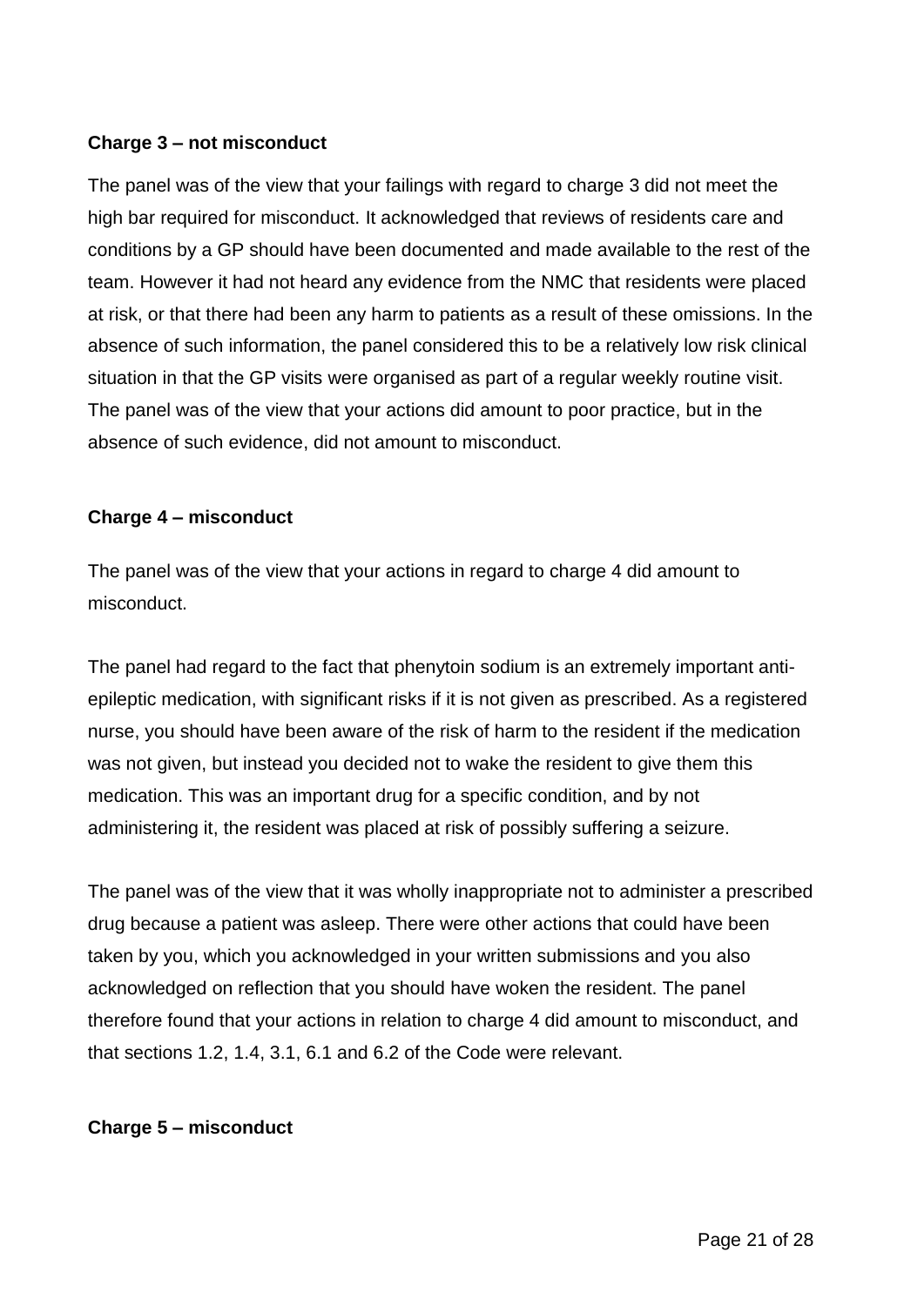**Charge 3 – not misconduct**

The panel was of the view that your failings with regard to charge 3 did not meet the high bar required for misconduct. It acknowledged that reviews of residents care and conditions by a GP should have been documented and made available to the rest of the team. However it had not heard any evidence from the NMC that residents were placed at risk, or that there had been any harm to patients as a result of these omissions. In the absence of such information, the panel considered this to be a relatively low risk clinical situation in that the GP visits were organised as part of a regular weekly routine visit. The panel was of the view that your actions did amount to poor practice, but in the absence of such evidence, did not amount to misconduct.

**Charge 4 – misconduct**

The panel was of the view that your actions in regard to charge 4 did amount to misconduct.

The panel had regard to the fact that phenytoin sodium is an extremely important anti-epileptic medication, with significant risks if it is not given as prescribed. As a registered nurse, you should have been aware of the risk of harm to the resident if the medication was not given, but instead you decided not to wake the resident to give them this medication. This was an important drug for a specific condition, and by not administering it, the resident was placed at risk of possibly suffering a seizure.

The panel was of the view that it was wholly inappropriate not to administer a prescribed drug because a patient was asleep. There were other actions that could have been taken by you, which you acknowledged in your written submissions and you also acknowledged on reflection that you should have woken the resident. The panel therefore found that your actions in relation to charge 4 did amount to misconduct, and that sections 1.2, 1.4, 3.1, 6.1 and 6.2 of the Code were relevant.

**Charge 5 – misconduct**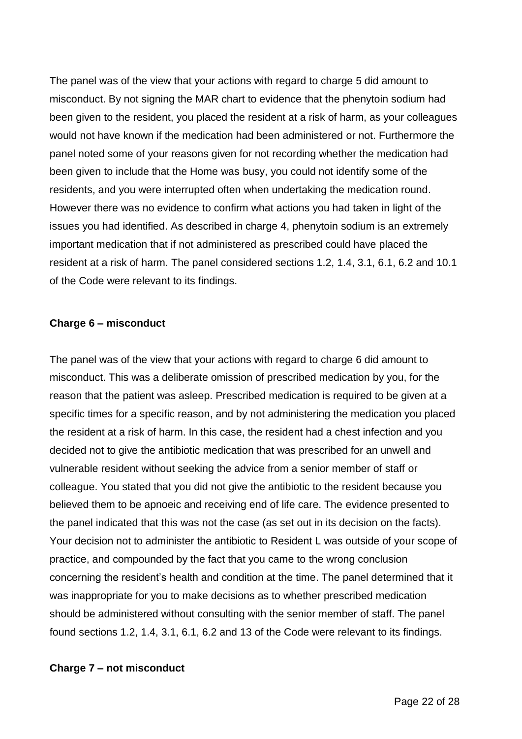The panel was of the view that your actions with regard to charge 5 did amount to misconduct. By not signing the MAR chart to evidence that the phenytoin sodium had been given to the resident, you placed the resident at a risk of harm, as your colleagues would not have known if the medication had been administered or not. Furthermore the panel noted some of your reasons given for not recording whether the medication had been given to include that the Home was busy, you could not identify some of the residents, and you were interrupted often when undertaking the medication round. However there was no evidence to confirm what actions you had taken in light of the issues you had identified. As described in charge 4, phenytoin sodium is an extremely important medication that if not administered as prescribed could have placed the resident at a risk of harm. The panel considered sections 1.2, 1.4, 3.1, 6.1, 6.2 and 10.1 of the Code were relevant to its findings.

**Charge 6 – misconduct**

The panel was of the view that your actions with regard to charge 6 did amount to misconduct. This was a deliberate omission of prescribed medication by you, for the reason that the patient was asleep. Prescribed medication is required to be given at a specific times for a specific reason, and by not administering the medication you placed the resident at a risk of harm. In this case, the resident had a chest infection and you decided not to give the antibiotic medication that was prescribed for an unwell and vulnerable resident without seeking the advice from a senior member of staff or colleague. You stated that you did not give the antibiotic to the resident because you believed them to be apnoeic and receiving end of life care. The evidence presented to the panel indicated that this was not the case (as set out in its decision on the facts). Your decision not to administer the antibiotic to Resident L was outside of your scope of practice, and compounded by the fact that you came to the wrong conclusion concerning the resident's health and condition at the time. The panel determined that it was inappropriate for you to make decisions as to whether prescribed medication should be administered without consulting with the senior member of staff. The panel found sections 1.2, 1.4, 3.1, 6.1, 6.2 and 13 of the Code were relevant to its findings.

**Charge 7 – not misconduct**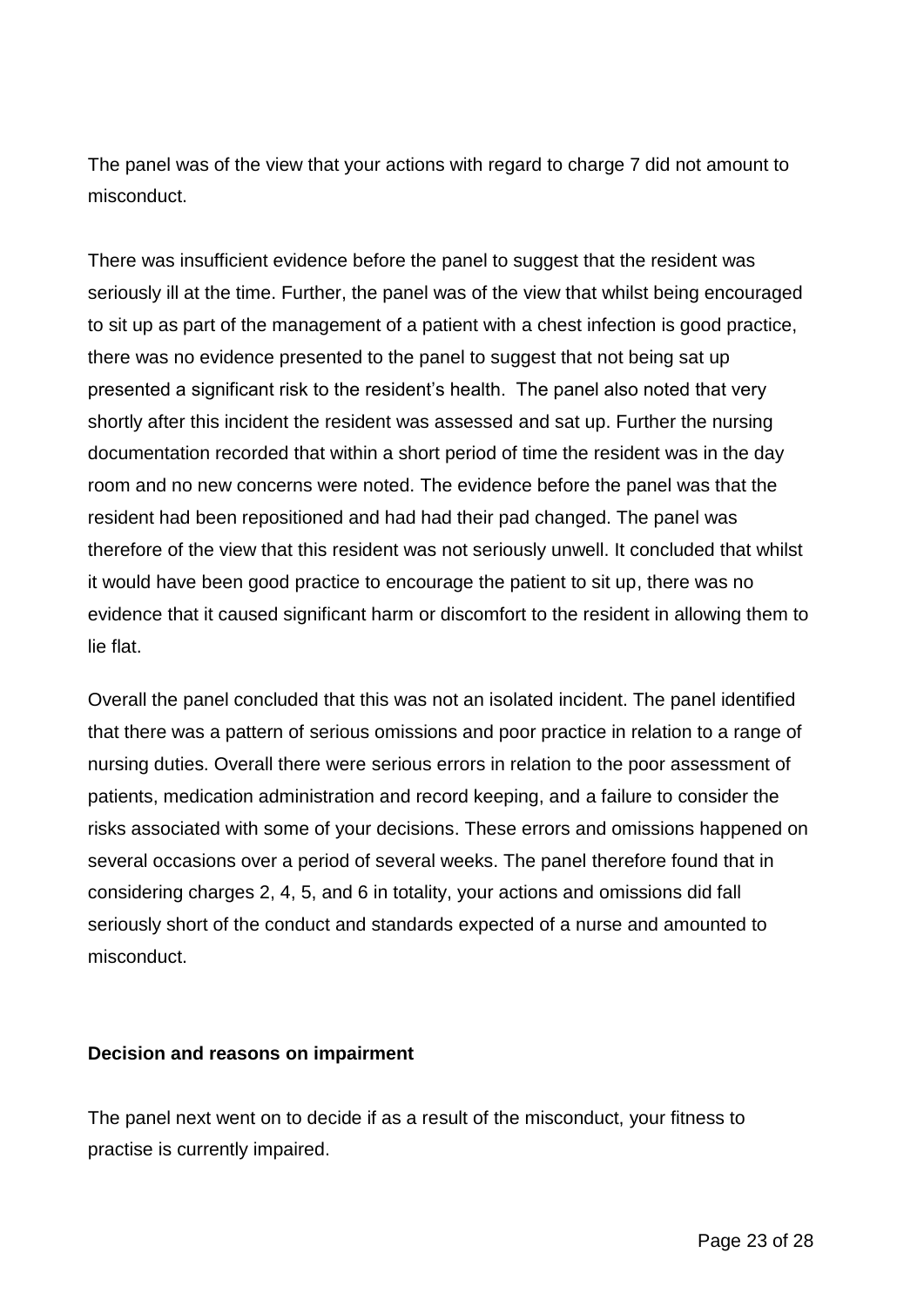The panel was of the view that your actions with regard to charge 7 did not amount to misconduct.

There was insufficient evidence before the panel to suggest that the resident was seriously ill at the time. Further, the panel was of the view that whilst being encouraged to sit up as part of the management of a patient with a chest infection is good practice, there was no evidence presented to the panel to suggest that not being sat up presented a significant risk to the resident's health. The panel also noted that very shortly after this incident the resident was assessed and sat up. Further the nursing documentation recorded that within a short period of time the resident was in the day room and no new concerns were noted. The evidence before the panel was that the resident had been repositioned and had had their pad changed. The panel was therefore of the view that this resident was not seriously unwell. It concluded that whilst it would have been good practice to encourage the patient to sit up, there was no evidence that it caused significant harm or discomfort to the resident in allowing them to lie flat.

Overall the panel concluded that this was not an isolated incident. The panel identified that there was a pattern of serious omissions and poor practice in relation to a range of nursing duties. Overall there were serious errors in relation to the poor assessment of patients, medication administration and record keeping, and a failure to consider the risks associated with some of your decisions. These errors and omissions happened on several occasions over a period of several weeks. The panel therefore found that in considering charges 2, 4, 5, and 6 in totality, your actions and omissions did fall seriously short of the conduct and standards expected of a nurse and amounted to misconduct.

**Decision and reasons on impairment**

The panel next went on to decide if as a result of the misconduct, your fitness to practise is currently impaired.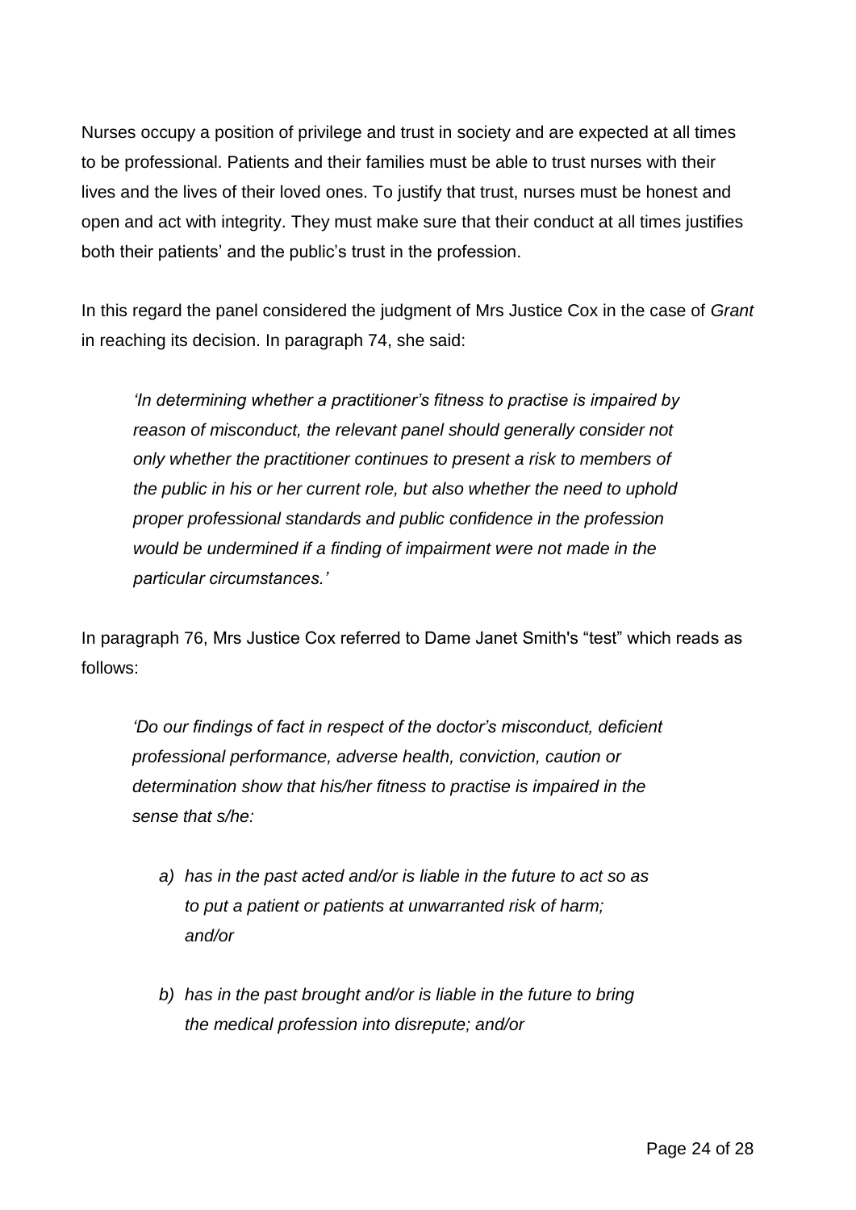Nurses occupy a position of privilege and trust in society and are expected at all times to be professional. Patients and their families must be able to trust nurses with their lives and the lives of their loved ones. To justify that trust, nurses must be honest and open and act with integrity. They must make sure that their conduct at all times justifies both their patients' and the public's trust in the profession.

In this regard the panel considered the judgment of Mrs Justice Cox in the case of *Grant* in reaching its decision. In paragraph 74, she said:

> *'In determining whether a practitioner's fitness to practise is impaired by reason of misconduct, the relevant panel should generally consider not only whether the practitioner continues to present a risk to members of the public in his or her current role, but also whether the need to uphold proper professional standards and public confidence in the profession would be undermined if a finding of impairment were not made in the particular circumstances.'*

In paragraph 76, Mrs Justice Cox referred to Dame Janet Smith's "test" which reads as follows:

> *'Do our findings of fact in respect of the doctor's misconduct, deficient professional performance, adverse health, conviction, caution or determination show that his/her fitness to practise is impaired in the sense that s/he:*
>
> *a) has in the past acted and/or is liable in the future to act so as to put a patient or patients at unwarranted risk of harm; and/or*
>
> *b) has in the past brought and/or is liable in the future to bring the medical profession into disrepute; and/or*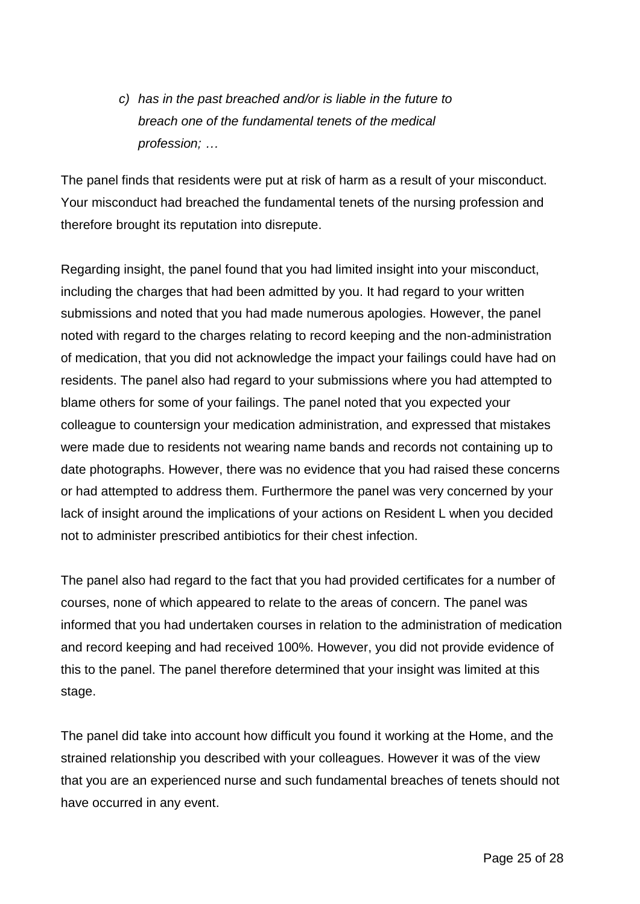> c) *has in the past breached and/or is liable in the future to breach one of the fundamental tenets of the medical profession; …*

The panel finds that residents were put at risk of harm as a result of your misconduct. Your misconduct had breached the fundamental tenets of the nursing profession and therefore brought its reputation into disrepute.

Regarding insight, the panel found that you had limited insight into your misconduct, including the charges that had been admitted by you. It had regard to your written submissions and noted that you had made numerous apologies. However, the panel noted with regard to the charges relating to record keeping and the non-administration of medication, that you did not acknowledge the impact your failings could have had on residents. The panel also had regard to your submissions where you had attempted to blame others for some of your failings. The panel noted that you expected your colleague to countersign your medication administration, and expressed that mistakes were made due to residents not wearing name bands and records not containing up to date photographs. However, there was no evidence that you had raised these concerns or had attempted to address them. Furthermore the panel was very concerned by your lack of insight around the implications of your actions on Resident L when you decided not to administer prescribed antibiotics for their chest infection.

The panel also had regard to the fact that you had provided certificates for a number of courses, none of which appeared to relate to the areas of concern. The panel was informed that you had undertaken courses in relation to the administration of medication and record keeping and had received 100%. However, you did not provide evidence of this to the panel. The panel therefore determined that your insight was limited at this stage.

The panel did take into account how difficult you found it working at the Home, and the strained relationship you described with your colleagues. However it was of the view that you are an experienced nurse and such fundamental breaches of tenets should not have occurred in any event.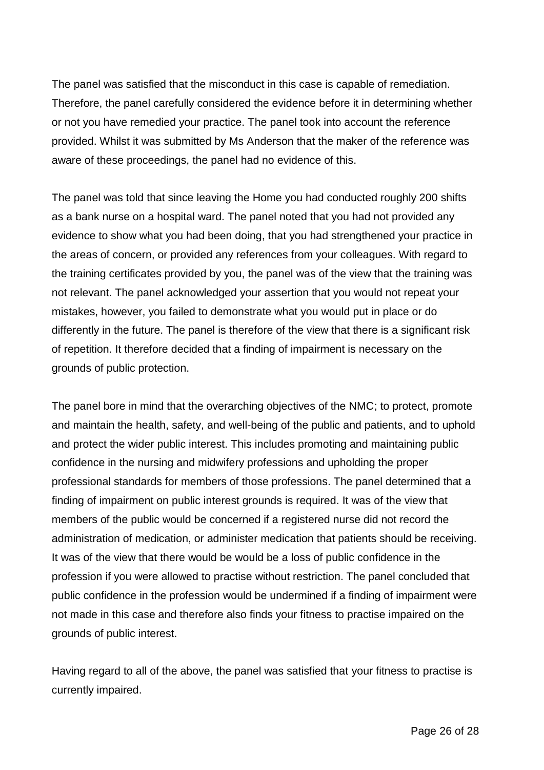The panel was satisfied that the misconduct in this case is capable of remediation. Therefore, the panel carefully considered the evidence before it in determining whether or not you have remedied your practice. The panel took into account the reference provided. Whilst it was submitted by Ms Anderson that the maker of the reference was aware of these proceedings, the panel had no evidence of this.

The panel was told that since leaving the Home you had conducted roughly 200 shifts as a bank nurse on a hospital ward. The panel noted that you had not provided any evidence to show what you had been doing, that you had strengthened your practice in the areas of concern, or provided any references from your colleagues. With regard to the training certificates provided by you, the panel was of the view that the training was not relevant. The panel acknowledged your assertion that you would not repeat your mistakes, however, you failed to demonstrate what you would put in place or do differently in the future. The panel is therefore of the view that there is a significant risk of repetition. It therefore decided that a finding of impairment is necessary on the grounds of public protection.

The panel bore in mind that the overarching objectives of the NMC; to protect, promote and maintain the health, safety, and well-being of the public and patients, and to uphold and protect the wider public interest. This includes promoting and maintaining public confidence in the nursing and midwifery professions and upholding the proper professional standards for members of those professions. The panel determined that a finding of impairment on public interest grounds is required. It was of the view that members of the public would be concerned if a registered nurse did not record the administration of medication, or administer medication that patients should be receiving. It was of the view that there would be would be a loss of public confidence in the profession if you were allowed to practise without restriction. The panel concluded that public confidence in the profession would be undermined if a finding of impairment were not made in this case and therefore also finds your fitness to practise impaired on the grounds of public interest.

Having regard to all of the above, the panel was satisfied that your fitness to practise is currently impaired.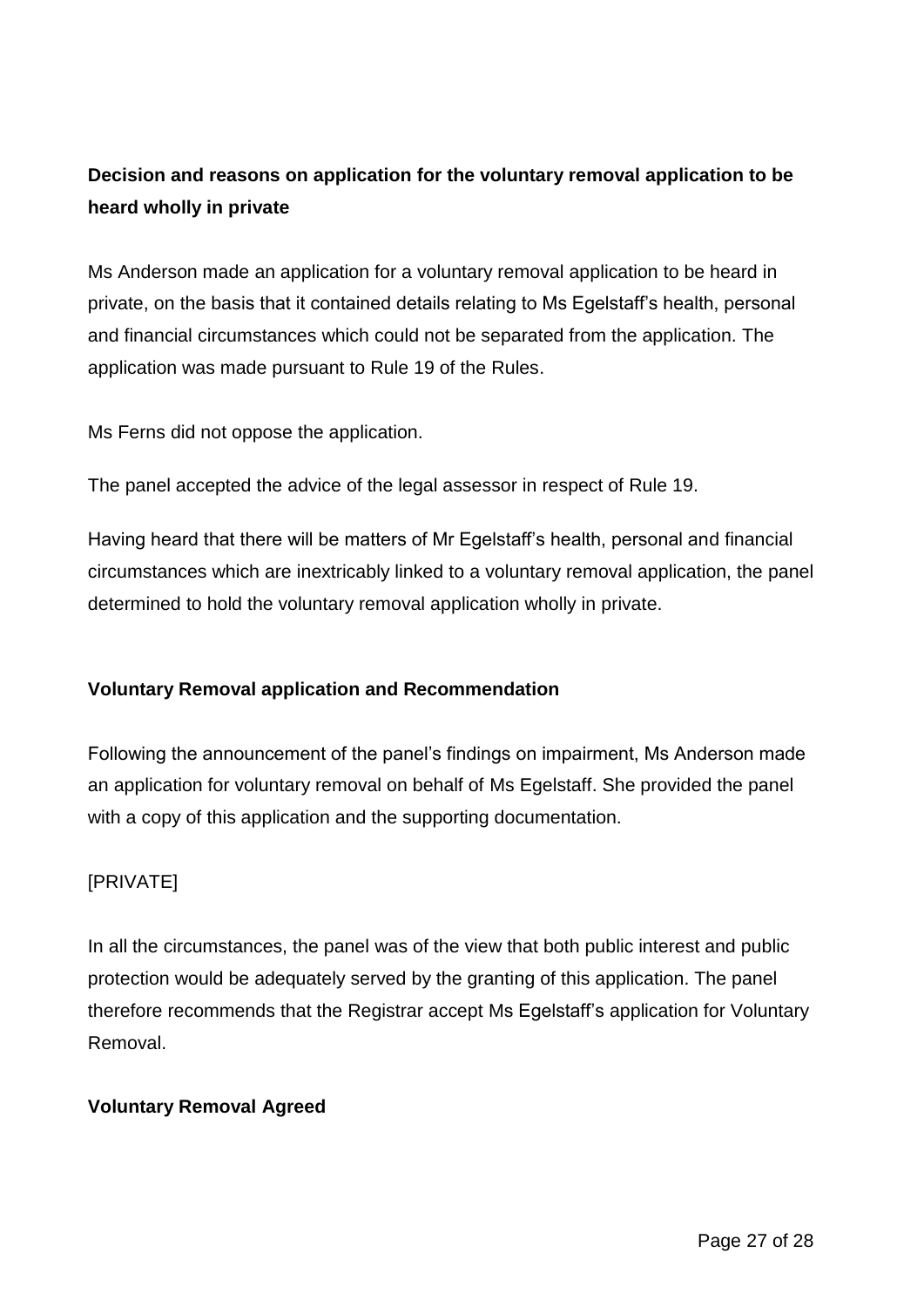**Decision and reasons on application for the voluntary removal application to be heard wholly in private**

Ms Anderson made an application for a voluntary removal application to be heard in private, on the basis that it contained details relating to Ms Egelstaff's health, personal and financial circumstances which could not be separated from the application. The application was made pursuant to Rule 19 of the Rules.

Ms Ferns did not oppose the application.

The panel accepted the advice of the legal assessor in respect of Rule 19.

Having heard that there will be matters of Mr Egelstaff's health, personal and financial circumstances which are inextricably linked to a voluntary removal application, the panel determined to hold the voluntary removal application wholly in private.

**Voluntary Removal application and Recommendation**

Following the announcement of the panel's findings on impairment, Ms Anderson made an application for voluntary removal on behalf of Ms Egelstaff. She provided the panel with a copy of this application and the supporting documentation.

[PRIVATE]

In all the circumstances, the panel was of the view that both public interest and public protection would be adequately served by the granting of this application. The panel therefore recommends that the Registrar accept Ms Egelstaff's application for Voluntary Removal.

**Voluntary Removal Agreed**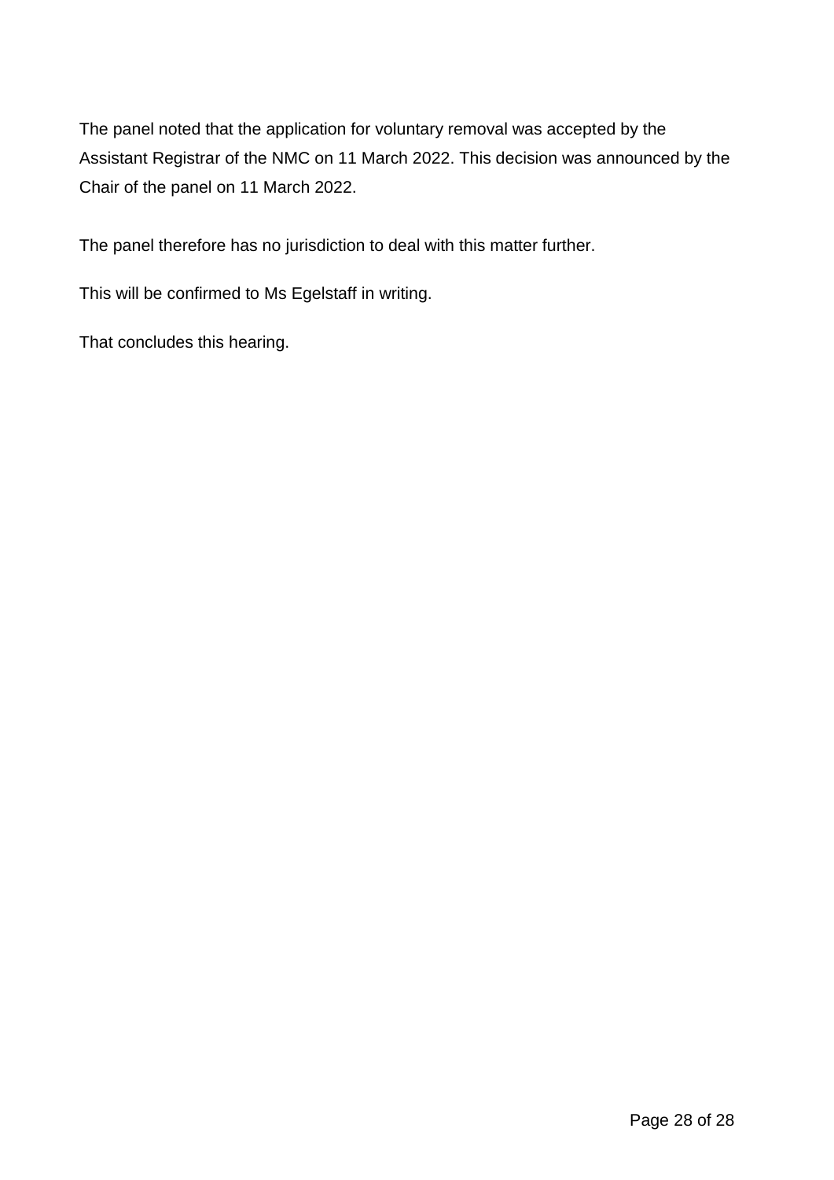The panel noted that the application for voluntary removal was accepted by the Assistant Registrar of the NMC on 11 March 2022. This decision was announced by the Chair of the panel on 11 March 2022.

The panel therefore has no jurisdiction to deal with this matter further.

This will be confirmed to Ms Egelstaff in writing.

That concludes this hearing.